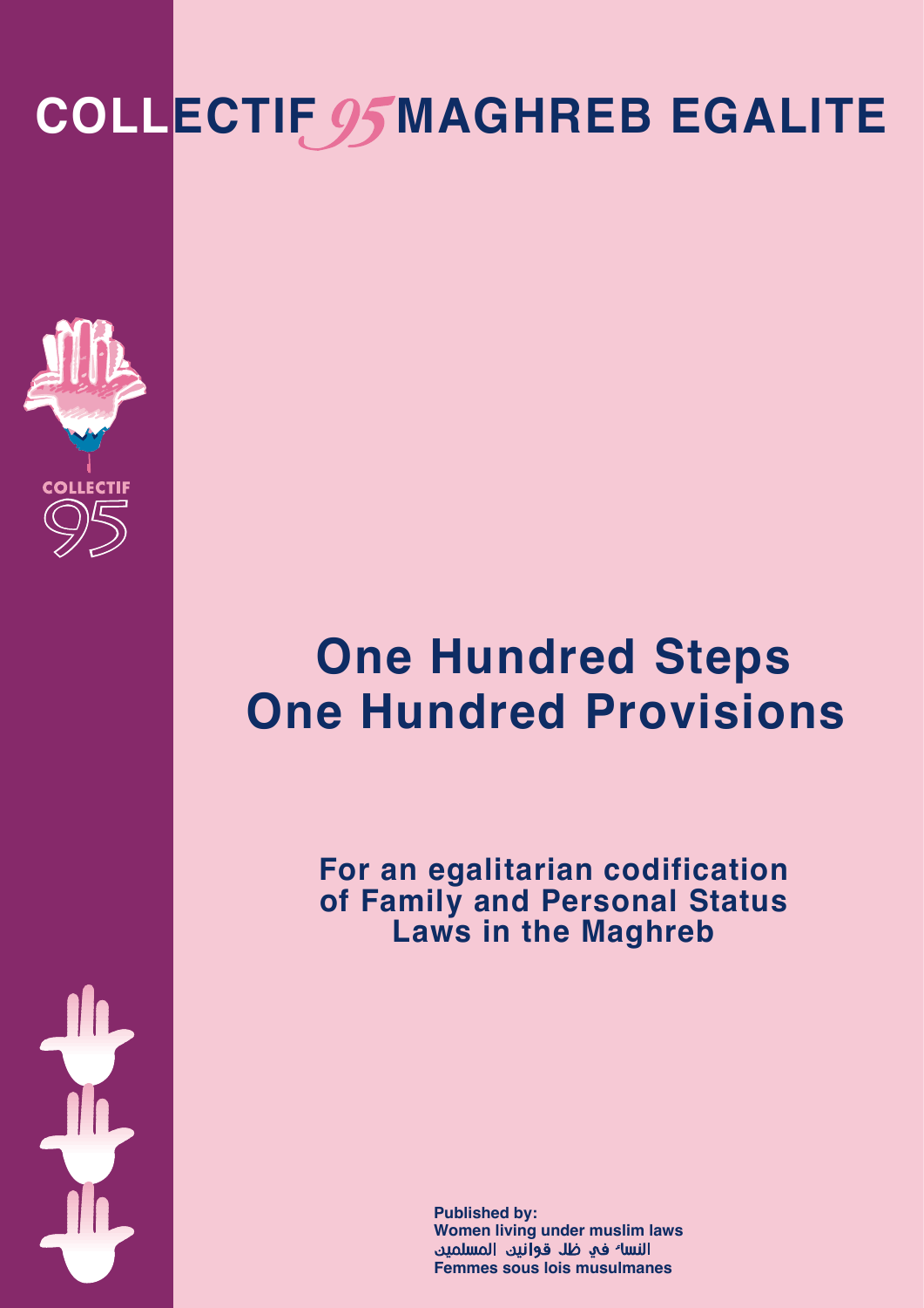# COLLECTIF 95 MAGHREB EGALITE

COLLECTIF 95

# One Hundred Steps One Hundred Provisions

## For an egalitarian codification of Family and Personal Status Laws in the Maghreb

**Published by:**
**Women living under muslim laws**
**النساء في ظل قوانين المسلمين**
**Femmes sous lois musulmanes**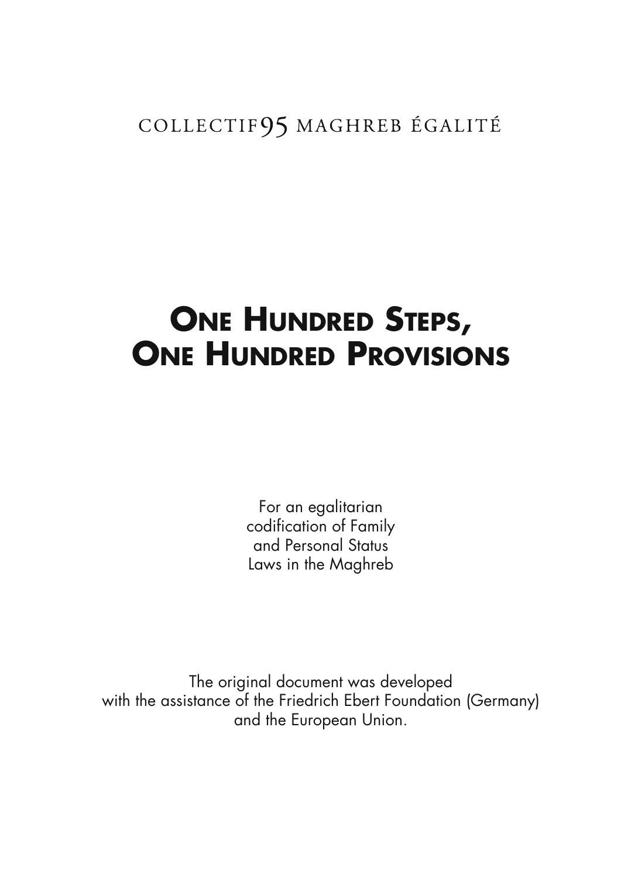COLLECTIF95 MAGHREB ÉGALITÉ

# One Hundred Steps, One Hundred Provisions

For an egalitarian codification of Family and Personal Status Laws in the Maghreb

The original document was developed with the assistance of the Friedrich Ebert Foundation (Germany) and the European Union.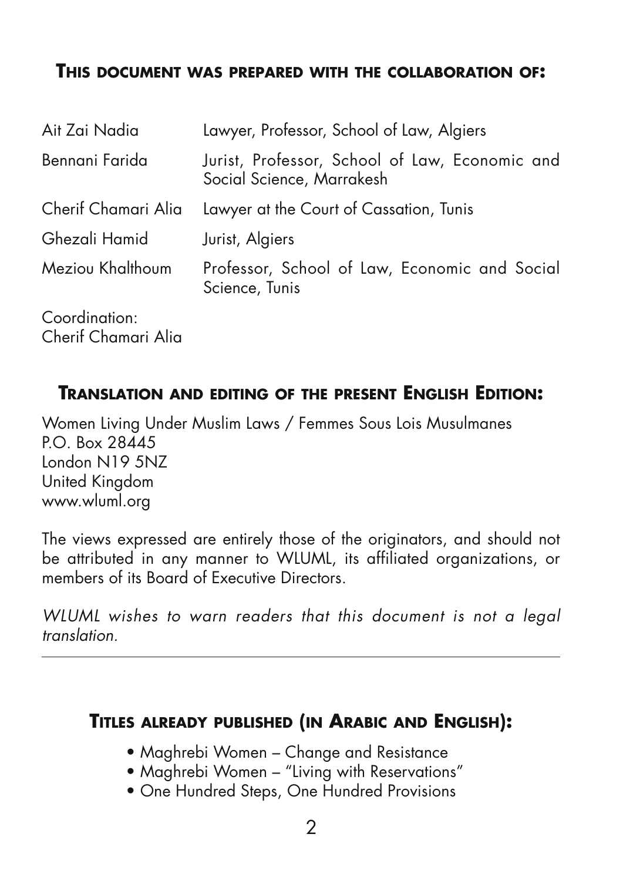## This document was prepared with the collaboration of:

| | |
|---|---|
| Ait Zai Nadia | Lawyer, Professor, School of Law, Algiers |
| Bennani Farida | Jurist, Professor, School of Law, Economic and Social Science, Marrakesh |
| Cherif Chamari Alia | Lawyer at the Court of Cassation, Tunis |
| Ghezali Hamid | Jurist, Algiers |
| Meziou Khalthoum | Professor, School of Law, Economic and Social Science, Tunis |

Coordination:
Cherif Chamari Alia

## Translation and editing of the present English Edition:

Women Living Under Muslim Laws / Femmes Sous Lois Musulmanes
P.O. Box 28445
London N19 5NZ
United Kingdom
www.wluml.org

The views expressed are entirely those of the originators, and should not be attributed in any manner to WLUML, its affiliated organizations, or members of its Board of Executive Directors.

*WLUML wishes to warn readers that this document is not a legal translation.*

---

## Titles already published (in Arabic and English):

- Maghrebi Women – Change and Resistance
- Maghrebi Women – "Living with Reservations"
- One Hundred Steps, One Hundred Provisions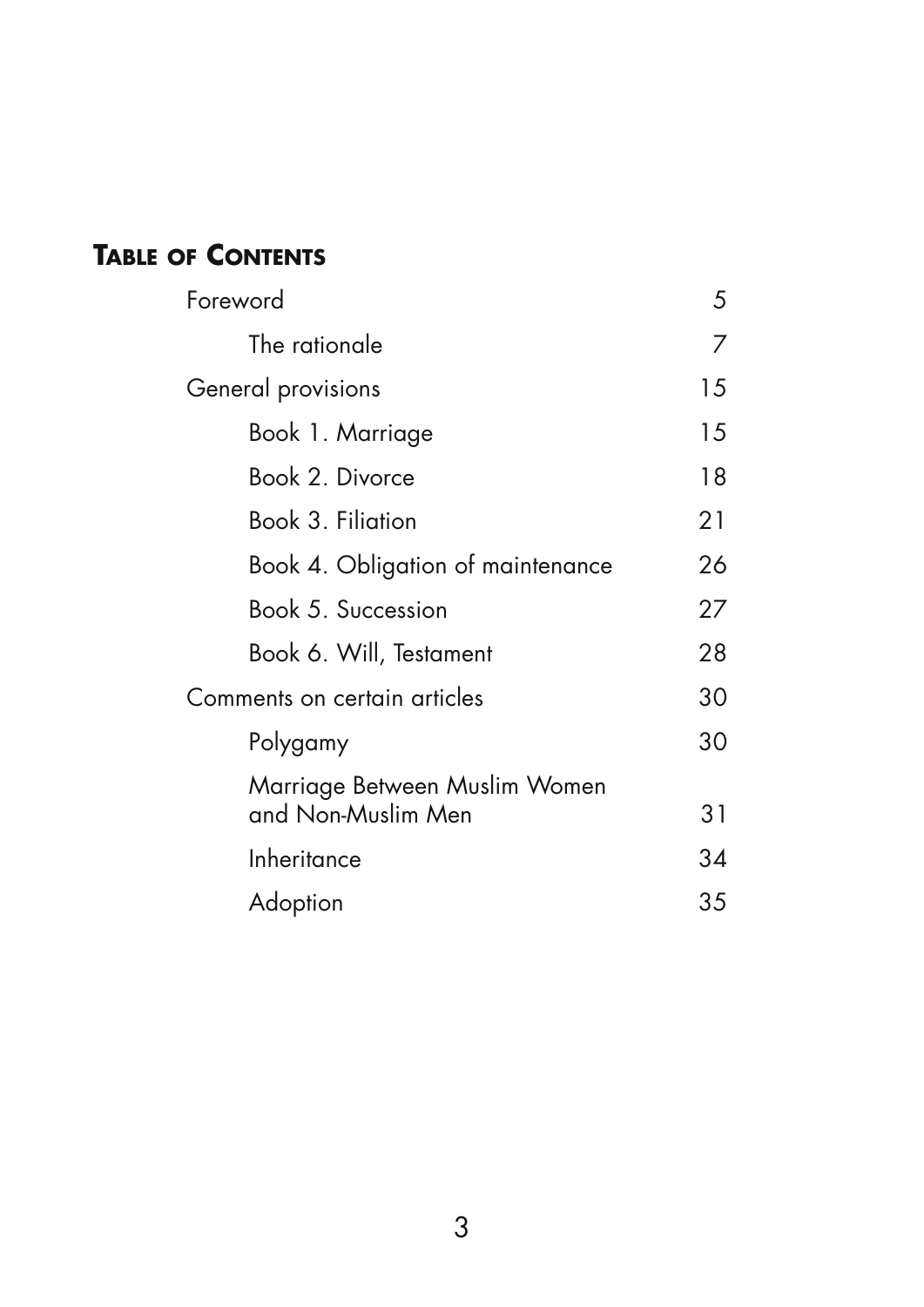## Table of Contents

| | |
|---|---|
| Foreword | 5 |
| The rationale | 7 |
| General provisions | 15 |
| Book 1. Marriage | 15 |
| Book 2. Divorce | 18 |
| Book 3. Filiation | 21 |
| Book 4. Obligation of maintenance | 26 |
| Book 5. Succession | 27 |
| Book 6. Will, Testament | 28 |
| Comments on certain articles | 30 |
| Polygamy | 30 |
| Marriage Between Muslim Women and Non-Muslim Men | 31 |
| Inheritance | 34 |
| Adoption | 35 |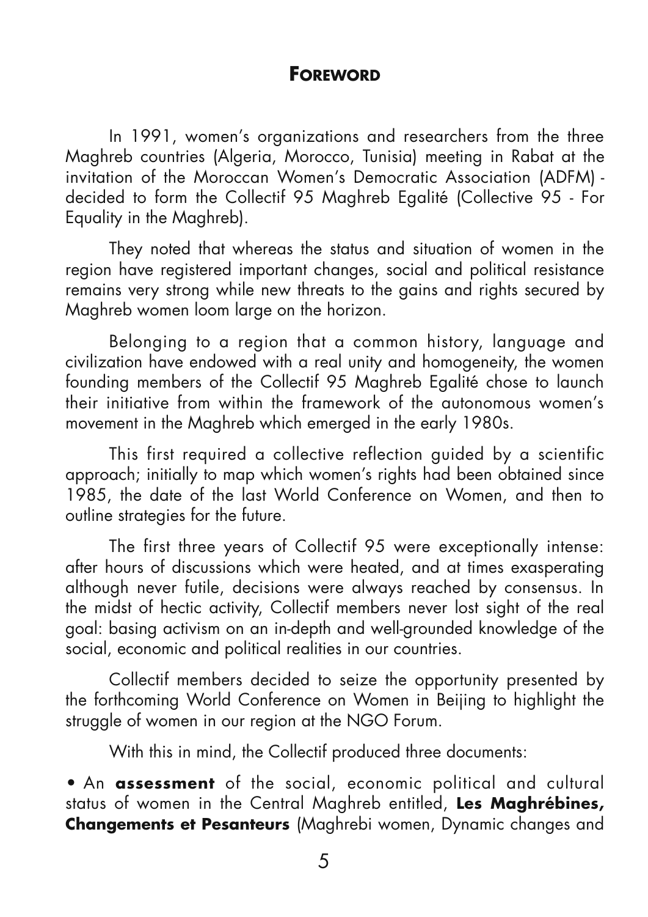## FOREWORD

In 1991, women's organizations and researchers from the three Maghreb countries (Algeria, Morocco, Tunisia) meeting in Rabat at the invitation of the Moroccan Women's Democratic Association (ADFM) - decided to form the Collectif 95 Maghreb Egalité (Collective 95 - For Equality in the Maghreb).

They noted that whereas the status and situation of women in the region have registered important changes, social and political resistance remains very strong while new threats to the gains and rights secured by Maghreb women loom large on the horizon.

Belonging to a region that a common history, language and civilization have endowed with a real unity and homogeneity, the women founding members of the Collectif 95 Maghreb Egalité chose to launch their initiative from within the framework of the autonomous women's movement in the Maghreb which emerged in the early 1980s.

This first required a collective reflection guided by a scientific approach; initially to map which women's rights had been obtained since 1985, the date of the last World Conference on Women, and then to outline strategies for the future.

The first three years of Collectif 95 were exceptionally intense: after hours of discussions which were heated, and at times exasperating although never futile, decisions were always reached by consensus. In the midst of hectic activity, Collectif members never lost sight of the real goal: basing activism on an in-depth and well-grounded knowledge of the social, economic and political realities in our countries.

Collectif members decided to seize the opportunity presented by the forthcoming World Conference on Women in Beijing to highlight the struggle of women in our region at the NGO Forum.

With this in mind, the Collectif produced three documents:

- An **assessment** of the social, economic political and cultural status of women in the Central Maghreb entitled, **Les Maghrébines, Changements et Pesanteurs** (Maghrebi women, Dynamic changes and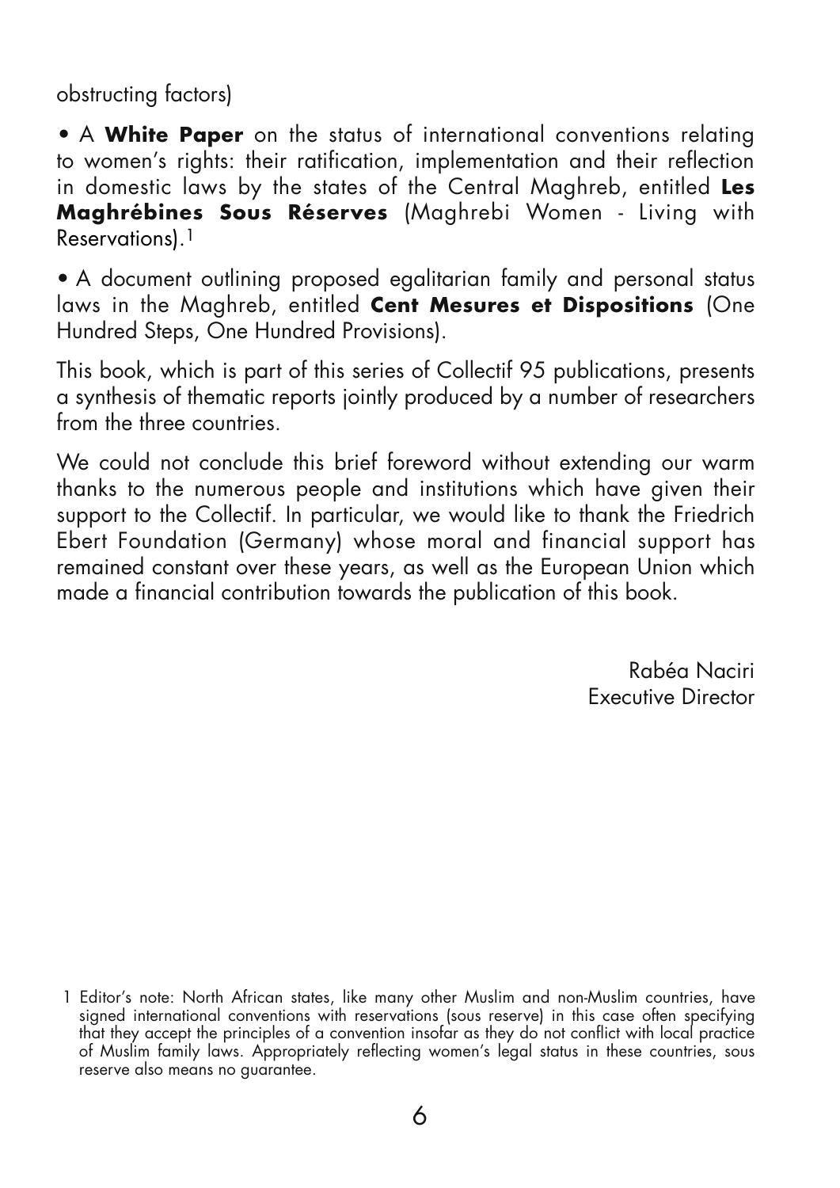obstructing factors)

• A **White Paper** on the status of international conventions relating to women's rights: their ratification, implementation and their reflection in domestic laws by the states of the Central Maghreb, entitled **Les Maghrébines Sous Réserves** (Maghrebi Women - Living with Reservations).[1]

• A document outlining proposed egalitarian family and personal status laws in the Maghreb, entitled **Cent Mesures et Dispositions** (One Hundred Steps, One Hundred Provisions).

This book, which is part of this series of Collectif 95 publications, presents a synthesis of thematic reports jointly produced by a number of researchers from the three countries.

We could not conclude this brief foreword without extending our warm thanks to the numerous people and institutions which have given their support to the Collectif. In particular, we would like to thank the Friedrich Ebert Foundation (Germany) whose moral and financial support has remained constant over these years, as well as the European Union which made a financial contribution towards the publication of this book.

Rabéa Naciri
Executive Director

---

1 Editor's note: North African states, like many other Muslim and non-Muslim countries, have signed international conventions with reservations (sous reserve) in this case often specifying that they accept the principles of a convention insofar as they do not conflict with local practice of Muslim family laws. Appropriately reflecting women's legal status in these countries, sous reserve also means no guarantee.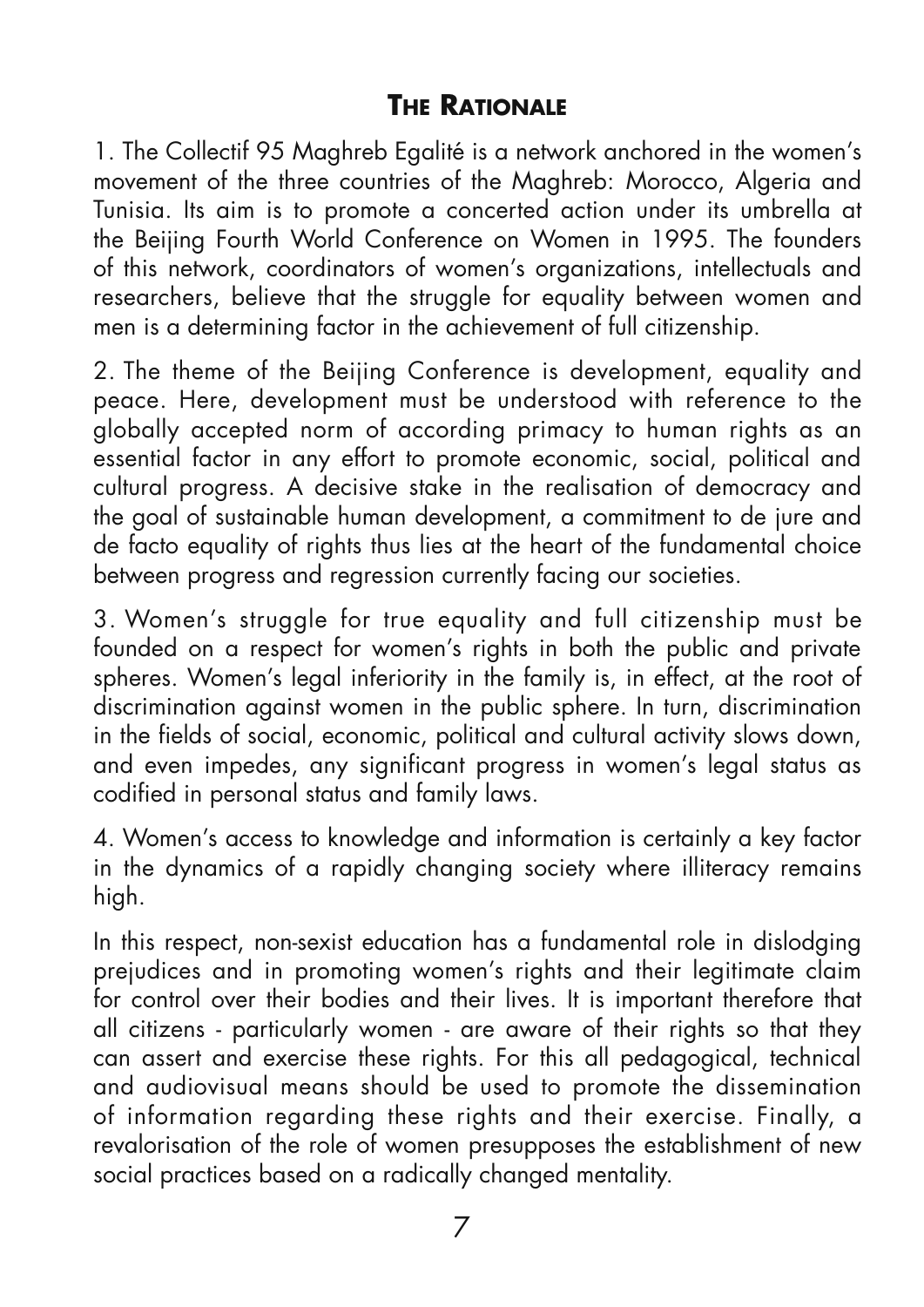## The Rationale

1. The Collectif 95 Maghreb Egalité is a network anchored in the women's movement of the three countries of the Maghreb: Morocco, Algeria and Tunisia. Its aim is to promote a concerted action under its umbrella at the Beijing Fourth World Conference on Women in 1995. The founders of this network, coordinators of women's organizations, intellectuals and researchers, believe that the struggle for equality between women and men is a determining factor in the achievement of full citizenship.

2. The theme of the Beijing Conference is development, equality and peace. Here, development must be understood with reference to the globally accepted norm of according primacy to human rights as an essential factor in any effort to promote economic, social, political and cultural progress. A decisive stake in the realisation of democracy and the goal of sustainable human development, a commitment to de jure and de facto equality of rights thus lies at the heart of the fundamental choice between progress and regression currently facing our societies.

3. Women's struggle for true equality and full citizenship must be founded on a respect for women's rights in both the public and private spheres. Women's legal inferiority in the family is, in effect, at the root of discrimination against women in the public sphere. In turn, discrimination in the fields of social, economic, political and cultural activity slows down, and even impedes, any significant progress in women's legal status as codified in personal status and family laws.

4. Women's access to knowledge and information is certainly a key factor in the dynamics of a rapidly changing society where illiteracy remains high.

In this respect, non-sexist education has a fundamental role in dislodging prejudices and in promoting women's rights and their legitimate claim for control over their bodies and their lives. It is important therefore that all citizens - particularly women - are aware of their rights so that they can assert and exercise these rights. For this all pedagogical, technical and audiovisual means should be used to promote the dissemination of information regarding these rights and their exercise. Finally, a revalorisation of the role of women presupposes the establishment of new social practices based on a radically changed mentality.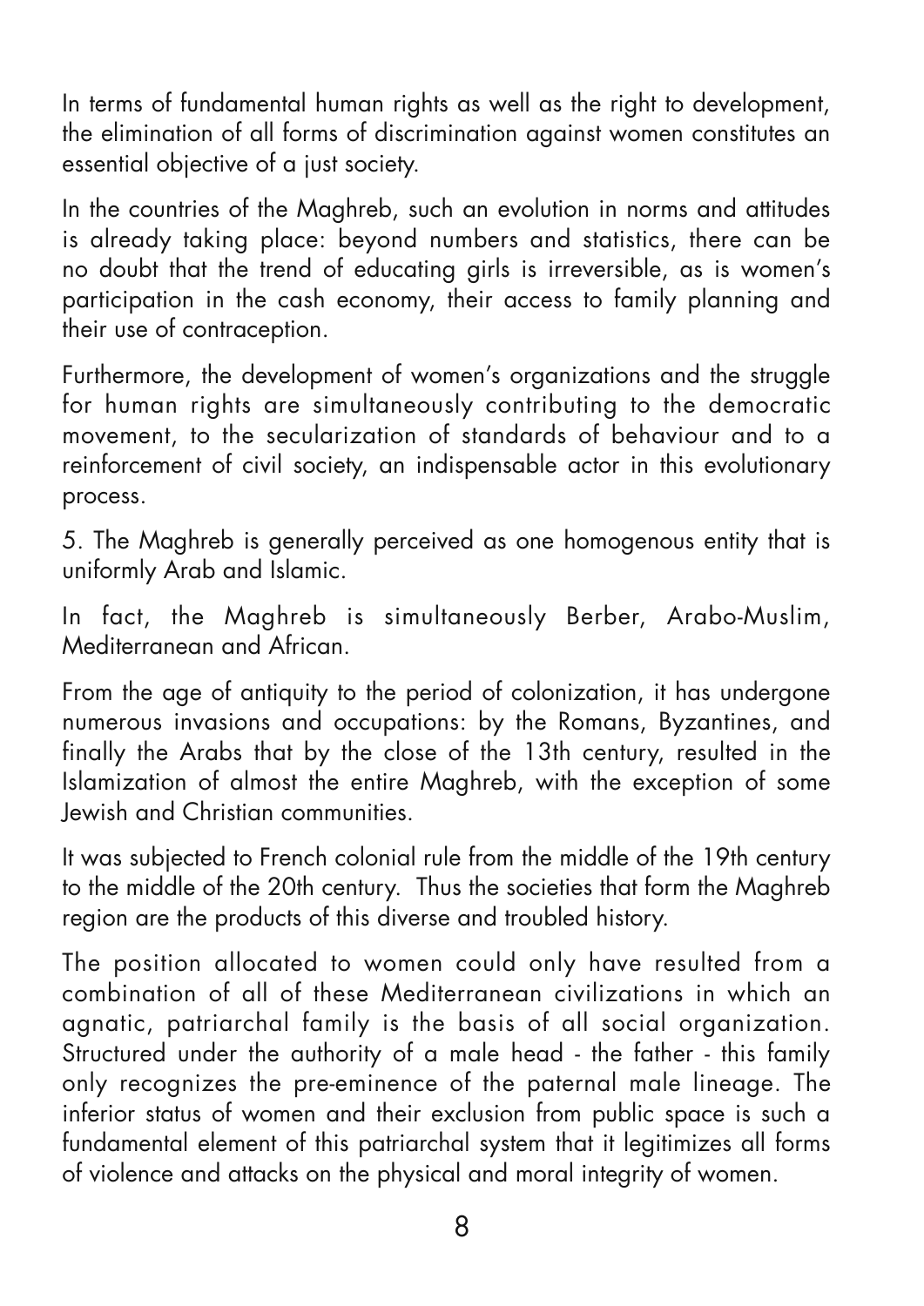In terms of fundamental human rights as well as the right to development, the elimination of all forms of discrimination against women constitutes an essential objective of a just society.

In the countries of the Maghreb, such an evolution in norms and attitudes is already taking place: beyond numbers and statistics, there can be no doubt that the trend of educating girls is irreversible, as is women's participation in the cash economy, their access to family planning and their use of contraception.

Furthermore, the development of women's organizations and the struggle for human rights are simultaneously contributing to the democratic movement, to the secularization of standards of behaviour and to a reinforcement of civil society, an indispensable actor in this evolutionary process.

5. The Maghreb is generally perceived as one homogenous entity that is uniformly Arab and Islamic.

In fact, the Maghreb is simultaneously Berber, Arabo-Muslim, Mediterranean and African.

From the age of antiquity to the period of colonization, it has undergone numerous invasions and occupations: by the Romans, Byzantines, and finally the Arabs that by the close of the 13th century, resulted in the Islamization of almost the entire Maghreb, with the exception of some Jewish and Christian communities.

It was subjected to French colonial rule from the middle of the 19th century to the middle of the 20th century. Thus the societies that form the Maghreb region are the products of this diverse and troubled history.

The position allocated to women could only have resulted from a combination of all of these Mediterranean civilizations in which an agnatic, patriarchal family is the basis of all social organization. Structured under the authority of a male head - the father - this family only recognizes the pre-eminence of the paternal male lineage. The inferior status of women and their exclusion from public space is such a fundamental element of this patriarchal system that it legitimizes all forms of violence and attacks on the physical and moral integrity of women.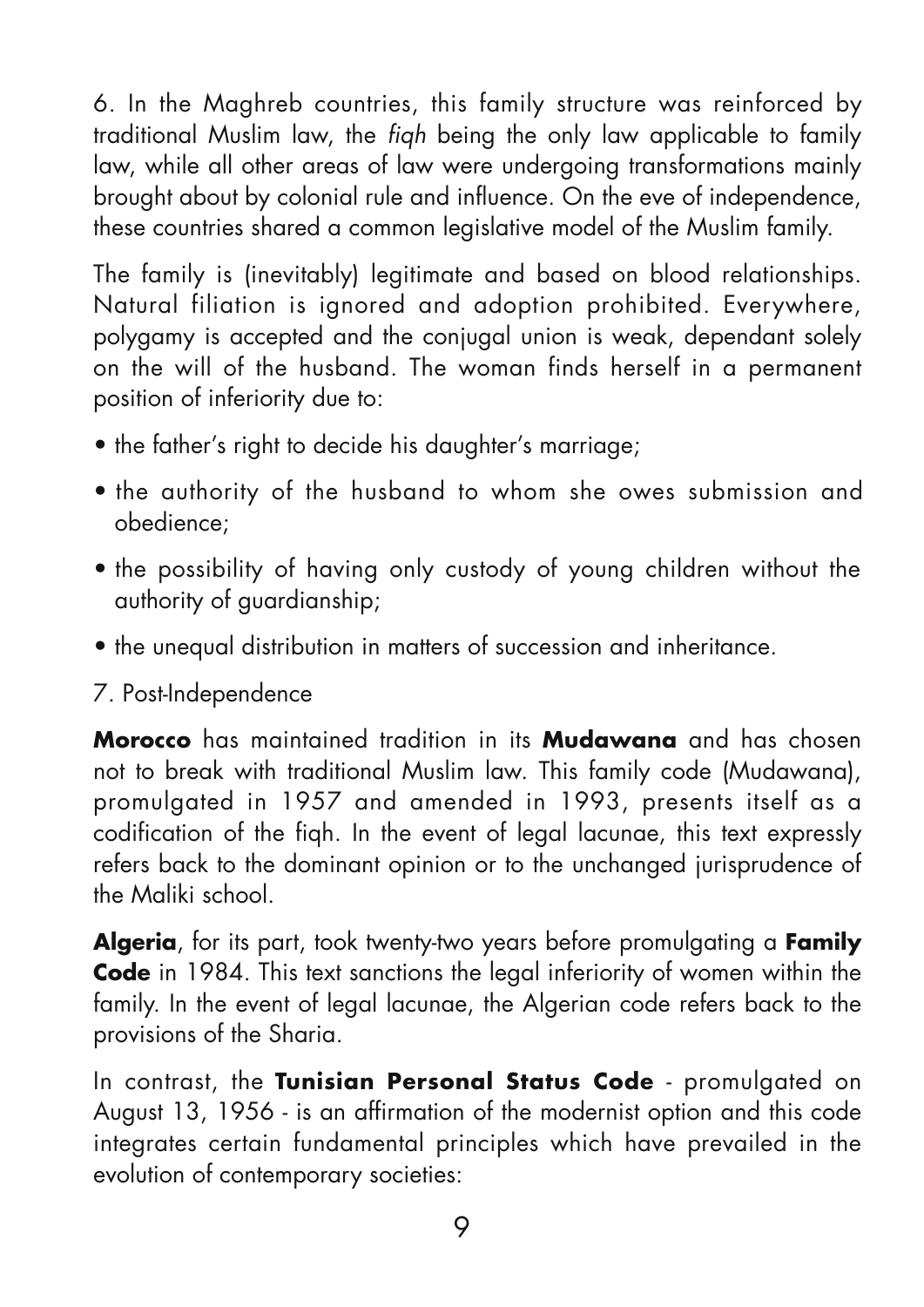6. In the Maghreb countries, this family structure was reinforced by traditional Muslim law, the *fiqh* being the only law applicable to family law, while all other areas of law were undergoing transformations mainly brought about by colonial rule and influence. On the eve of independence, these countries shared a common legislative model of the Muslim family.

The family is (inevitably) legitimate and based on blood relationships. Natural filiation is ignored and adoption prohibited. Everywhere, polygamy is accepted and the conjugal union is weak, dependant solely on the will of the husband. The woman finds herself in a permanent position of inferiority due to:

- the father's right to decide his daughter's marriage;
- the authority of the husband to whom she owes submission and obedience;
- the possibility of having only custody of young children without the authority of guardianship;
- the unequal distribution in matters of succession and inheritance.

7. Post-Independence

**Morocco** has maintained tradition in its **Mudawana** and has chosen not to break with traditional Muslim law. This family code (Mudawana), promulgated in 1957 and amended in 1993, presents itself as a codification of the fiqh. In the event of legal lacunae, this text expressly refers back to the dominant opinion or to the unchanged jurisprudence of the Maliki school.

**Algeria**, for its part, took twenty-two years before promulgating a **Family Code** in 1984. This text sanctions the legal inferiority of women within the family. In the event of legal lacunae, the Algerian code refers back to the provisions of the Sharia.

In contrast, the **Tunisian Personal Status Code** - promulgated on August 13, 1956 - is an affirmation of the modernist option and this code integrates certain fundamental principles which have prevailed in the evolution of contemporary societies: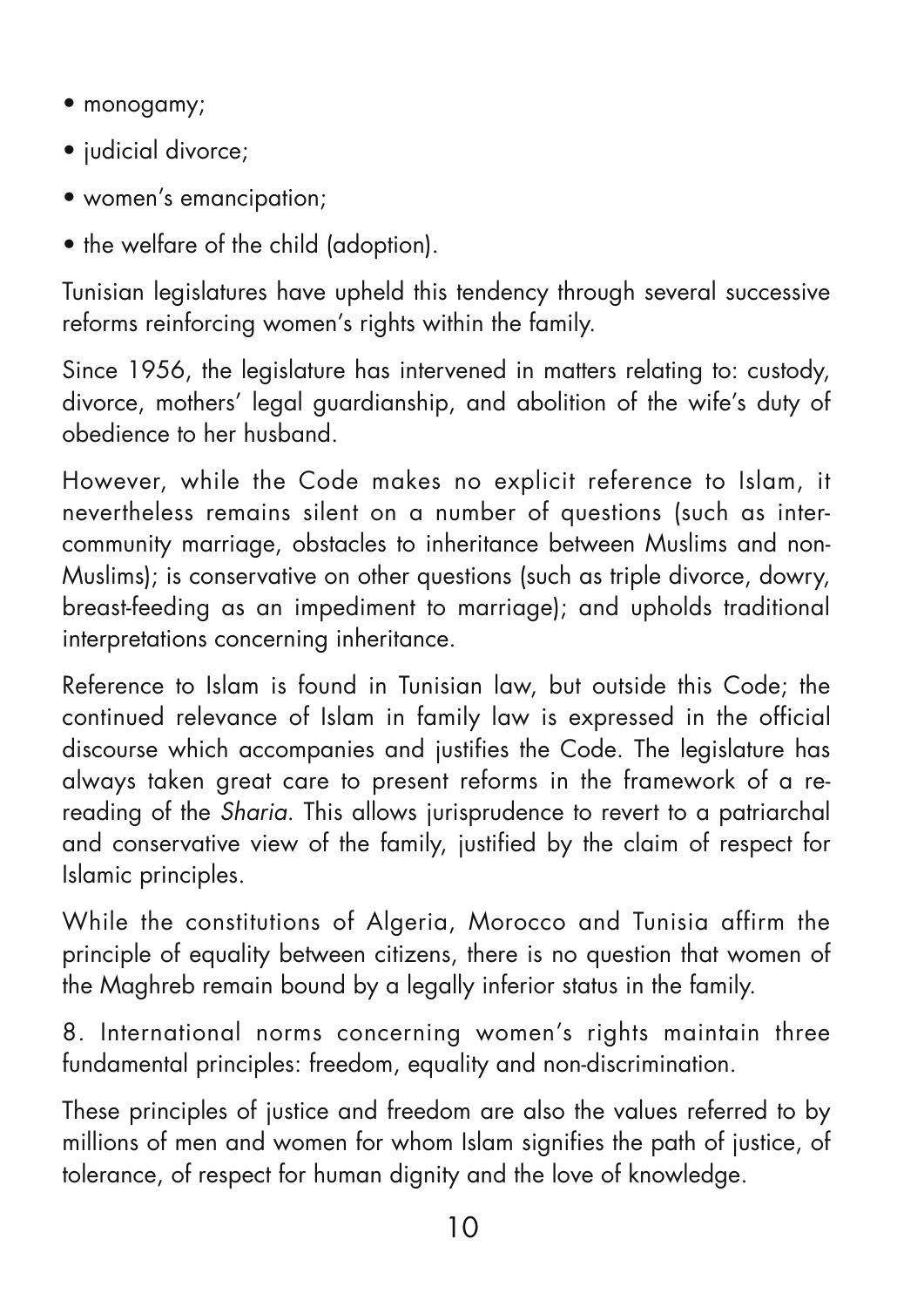- monogamy;
- judicial divorce;
- women's emancipation;
- the welfare of the child (adoption).

Tunisian legislatures have upheld this tendency through several successive reforms reinforcing women's rights within the family.

Since 1956, the legislature has intervened in matters relating to: custody, divorce, mothers' legal guardianship, and abolition of the wife's duty of obedience to her husband.

However, while the Code makes no explicit reference to Islam, it nevertheless remains silent on a number of questions (such as inter-community marriage, obstacles to inheritance between Muslims and non-Muslims); is conservative on other questions (such as triple divorce, dowry, breast-feeding as an impediment to marriage); and upholds traditional interpretations concerning inheritance.

Reference to Islam is found in Tunisian law, but outside this Code; the continued relevance of Islam in family law is expressed in the official discourse which accompanies and justifies the Code. The legislature has always taken great care to present reforms in the framework of a re-reading of the *Sharia*. This allows jurisprudence to revert to a patriarchal and conservative view of the family, justified by the claim of respect for Islamic principles.

While the constitutions of Algeria, Morocco and Tunisia affirm the principle of equality between citizens, there is no question that women of the Maghreb remain bound by a legally inferior status in the family.

8. International norms concerning women's rights maintain three fundamental principles: freedom, equality and non-discrimination.

These principles of justice and freedom are also the values referred to by millions of men and women for whom Islam signifies the path of justice, of tolerance, of respect for human dignity and the love of knowledge.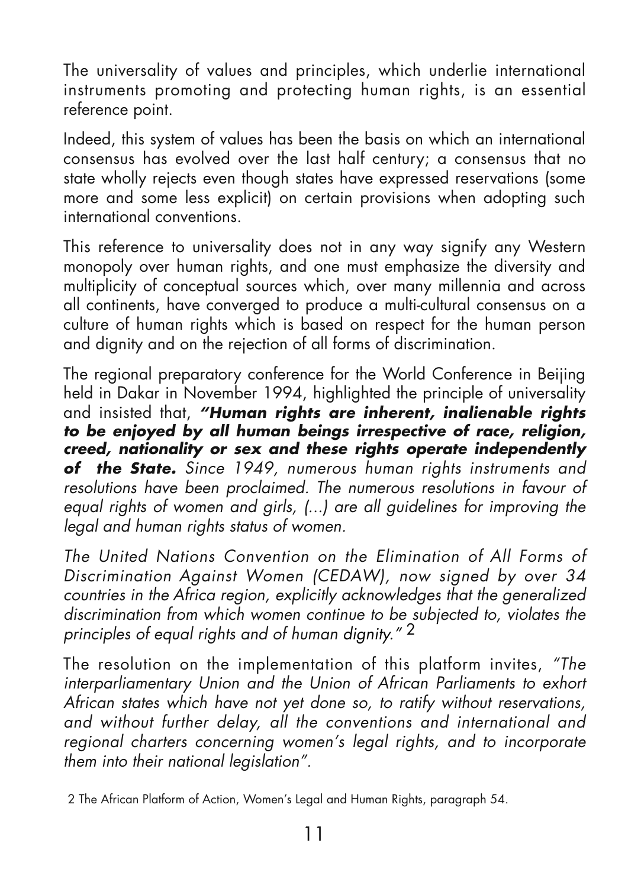The universality of values and principles, which underlie international instruments promoting and protecting human rights, is an essential reference point.

Indeed, this system of values has been the basis on which an international consensus has evolved over the last half century; a consensus that no state wholly rejects even though states have expressed reservations (some more and some less explicit) on certain provisions when adopting such international conventions.

This reference to universality does not in any way signify any Western monopoly over human rights, and one must emphasize the diversity and multiplicity of conceptual sources which, over many millennia and across all continents, have converged to produce a multi-cultural consensus on a culture of human rights which is based on respect for the human person and dignity and on the rejection of all forms of discrimination.

The regional preparatory conference for the World Conference in Beijing held in Dakar in November 1994, highlighted the principle of universality and insisted that, ***"Human rights are inherent, inalienable rights to be enjoyed by all human beings irrespective of race, religion, creed, nationality or sex and these rights operate independently of the State.*** *Since 1949, numerous human rights instruments and resolutions have been proclaimed. The numerous resolutions in favour of equal rights of women and girls, (...) are all guidelines for improving the legal and human rights status of women.*

*The United Nations Convention on the Elimination of All Forms of Discrimination Against Women (CEDAW), now signed by over 34 countries in the Africa region, explicitly acknowledges that the generalized discrimination from which women continue to be subjected to, violates the principles of equal rights and of human dignity."* [2]

The resolution on the implementation of this platform invites, *"The interparliamentary Union and the Union of African Parliaments to exhort African states which have not yet done so, to ratify without reservations, and without further delay, all the conventions and international and regional charters concerning women's legal rights, and to incorporate them into their national legislation".*

2 The African Platform of Action, Women's Legal and Human Rights, paragraph 54.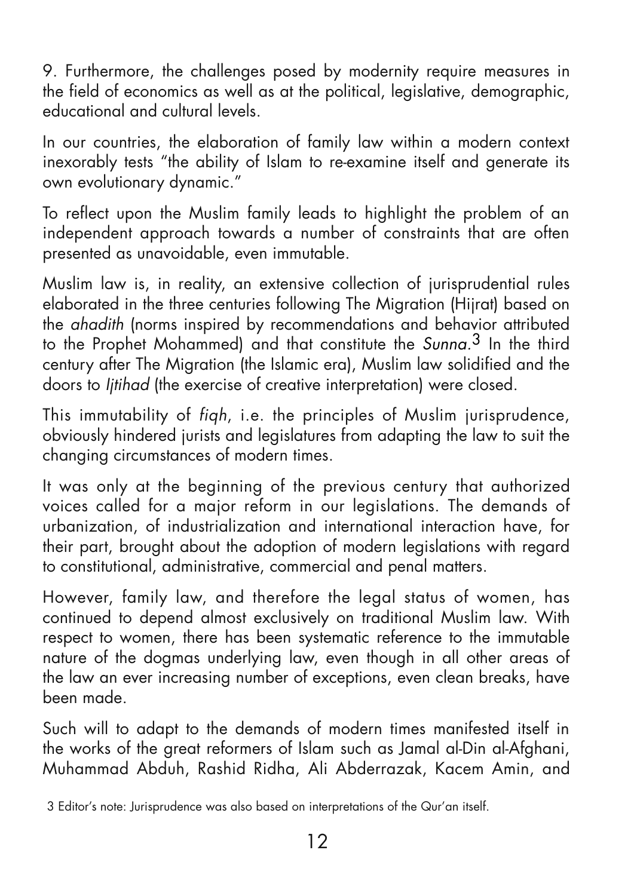9. Furthermore, the challenges posed by modernity require measures in the field of economics as well as at the political, legislative, demographic, educational and cultural levels.

In our countries, the elaboration of family law within a modern context inexorably tests "the ability of Islam to re-examine itself and generate its own evolutionary dynamic."

To reflect upon the Muslim family leads to highlight the problem of an independent approach towards a number of constraints that are often presented as unavoidable, even immutable.

Muslim law is, in reality, an extensive collection of jurisprudential rules elaborated in the three centuries following The Migration (Hijrat) based on the *ahadith* (norms inspired by recommendations and behavior attributed to the Prophet Mohammed) and that constitute the *Sunna*.[3] In the third century after The Migration (the Islamic era), Muslim law solidified and the doors to *Ijtihad* (the exercise of creative interpretation) were closed.

This immutability of *fiqh*, i.e. the principles of Muslim jurisprudence, obviously hindered jurists and legislatures from adapting the law to suit the changing circumstances of modern times.

It was only at the beginning of the previous century that authorized voices called for a major reform in our legislations. The demands of urbanization, of industrialization and international interaction have, for their part, brought about the adoption of modern legislations with regard to constitutional, administrative, commercial and penal matters.

However, family law, and therefore the legal status of women, has continued to depend almost exclusively on traditional Muslim law. With respect to women, there has been systematic reference to the immutable nature of the dogmas underlying law, even though in all other areas of the law an ever increasing number of exceptions, even clean breaks, have been made.

Such will to adapt to the demands of modern times manifested itself in the works of the great reformers of Islam such as Jamal al-Din al-Afghani, Muhammad Abduh, Rashid Ridha, Ali Abderrazak, Kacem Amin, and

3 Editor's note: Jurisprudence was also based on interpretations of the Qur'an itself.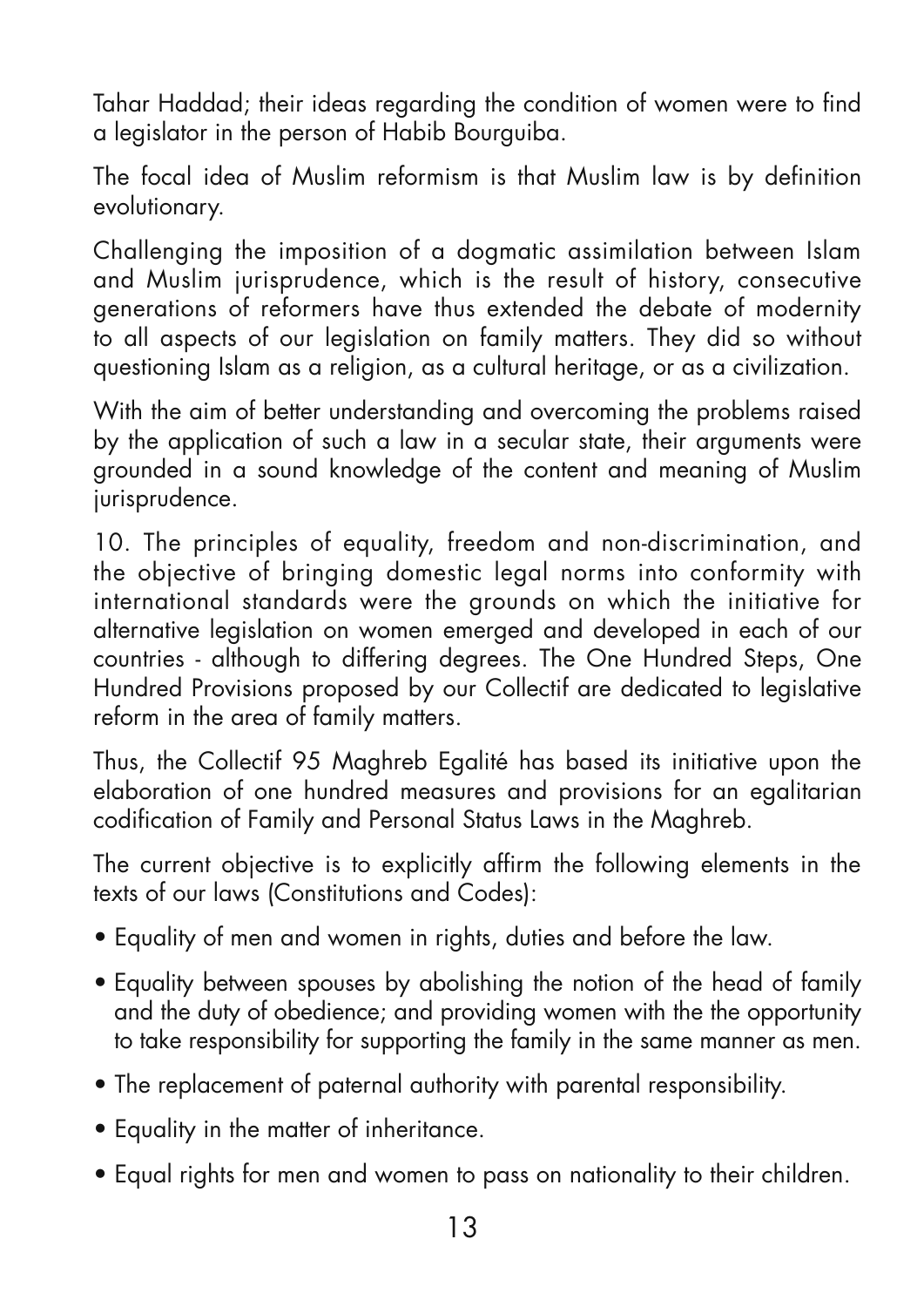Tahar Haddad; their ideas regarding the condition of women were to find a legislator in the person of Habib Bourguiba.

The focal idea of Muslim reformism is that Muslim law is by definition evolutionary.

Challenging the imposition of a dogmatic assimilation between Islam and Muslim jurisprudence, which is the result of history, consecutive generations of reformers have thus extended the debate of modernity to all aspects of our legislation on family matters. They did so without questioning Islam as a religion, as a cultural heritage, or as a civilization.

With the aim of better understanding and overcoming the problems raised by the application of such a law in a secular state, their arguments were grounded in a sound knowledge of the content and meaning of Muslim jurisprudence.

10. The principles of equality, freedom and non-discrimination, and the objective of bringing domestic legal norms into conformity with international standards were the grounds on which the initiative for alternative legislation on women emerged and developed in each of our countries - although to differing degrees. The One Hundred Steps, One Hundred Provisions proposed by our Collectif are dedicated to legislative reform in the area of family matters.

Thus, the Collectif 95 Maghreb Egalité has based its initiative upon the elaboration of one hundred measures and provisions for an egalitarian codification of Family and Personal Status Laws in the Maghreb.

The current objective is to explicitly affirm the following elements in the texts of our laws (Constitutions and Codes):

- Equality of men and women in rights, duties and before the law.
- Equality between spouses by abolishing the notion of the head of family and the duty of obedience; and providing women with the the opportunity to take responsibility for supporting the family in the same manner as men.
- The replacement of paternal authority with parental responsibility.
- Equality in the matter of inheritance.
- Equal rights for men and women to pass on nationality to their children.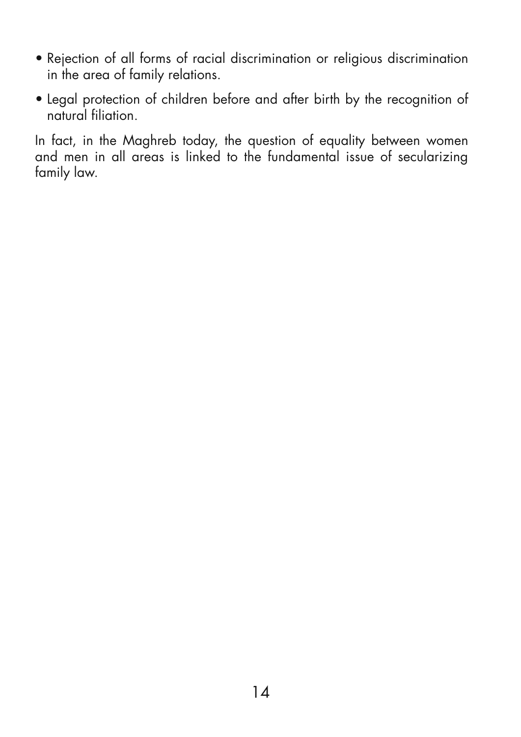- Rejection of all forms of racial discrimination or religious discrimination in the area of family relations.
- Legal protection of children before and after birth by the recognition of natural filiation.

In fact, in the Maghreb today, the question of equality between women and men in all areas is linked to the fundamental issue of secularizing family law.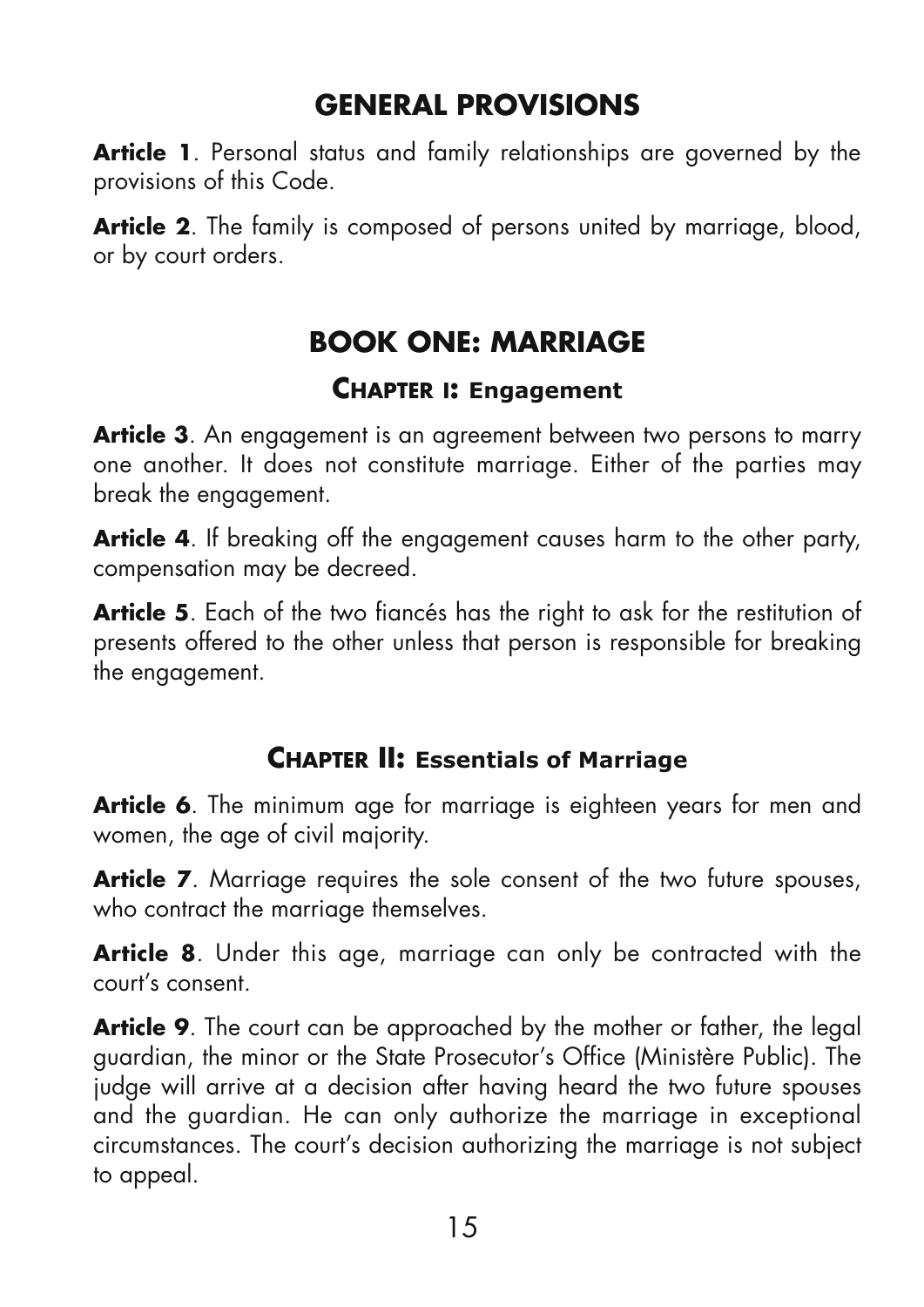## GENERAL PROVISIONS

**Article 1**. Personal status and family relationships are governed by the provisions of this Code.

**Article 2**. The family is composed of persons united by marriage, blood, or by court orders.

# BOOK ONE: MARRIAGE

### CHAPTER I: Engagement

**Article 3**. An engagement is an agreement between two persons to marry one another. It does not constitute marriage. Either of the parties may break the engagement.

**Article 4**. If breaking off the engagement causes harm to the other party, compensation may be decreed.

**Article 5**. Each of the two fiancés has the right to ask for the restitution of presents offered to the other unless that person is responsible for breaking the engagement.

### CHAPTER II: Essentials of Marriage

**Article 6**. The minimum age for marriage is eighteen years for men and women, the age of civil majority.

**Article 7**. Marriage requires the sole consent of the two future spouses, who contract the marriage themselves.

**Article 8**. Under this age, marriage can only be contracted with the court's consent.

**Article 9**. The court can be approached by the mother or father, the legal guardian, the minor or the State Prosecutor's Office (Ministère Public). The judge will arrive at a decision after having heard the two future spouses and the guardian. He can only authorize the marriage in exceptional circumstances. The court's decision authorizing the marriage is not subject to appeal.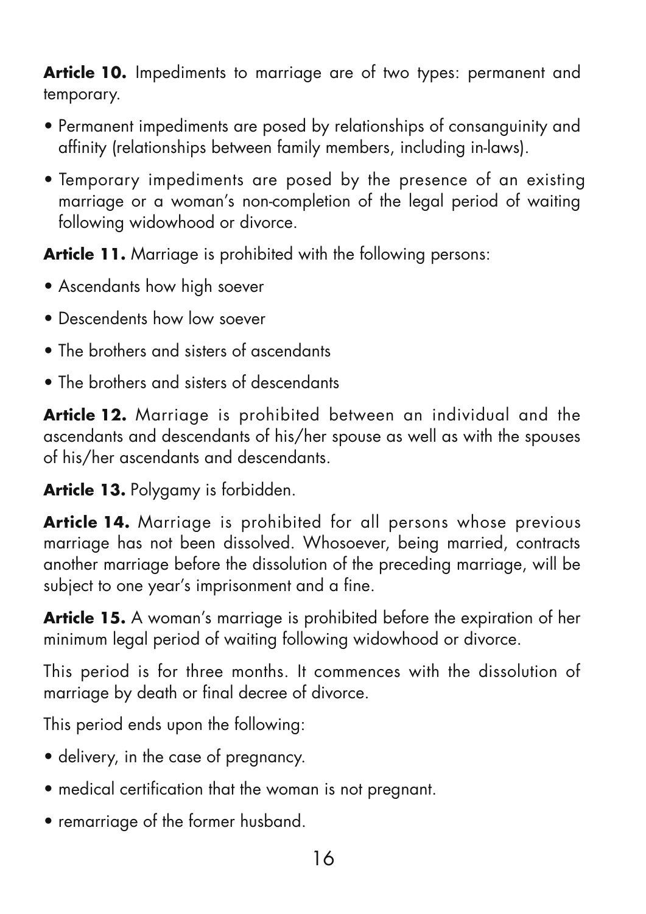**Article 10.** Impediments to marriage are of two types: permanent and temporary.

- Permanent impediments are posed by relationships of consanguinity and affinity (relationships between family members, including in-laws).
- Temporary impediments are posed by the presence of an existing marriage or a woman's non-completion of the legal period of waiting following widowhood or divorce.

**Article 11.** Marriage is prohibited with the following persons:

- Ascendants how high soever
- Descendents how low soever
- The brothers and sisters of ascendants
- The brothers and sisters of descendants

**Article 12.** Marriage is prohibited between an individual and the ascendants and descendants of his/her spouse as well as with the spouses of his/her ascendants and descendants.

**Article 13.** Polygamy is forbidden.

**Article 14.** Marriage is prohibited for all persons whose previous marriage has not been dissolved. Whosoever, being married, contracts another marriage before the dissolution of the preceding marriage, will be subject to one year's imprisonment and a fine.

**Article 15.** A woman's marriage is prohibited before the expiration of her minimum legal period of waiting following widowhood or divorce.

This period is for three months. It commences with the dissolution of marriage by death or final decree of divorce.

This period ends upon the following:

- delivery, in the case of pregnancy.
- medical certification that the woman is not pregnant.
- remarriage of the former husband.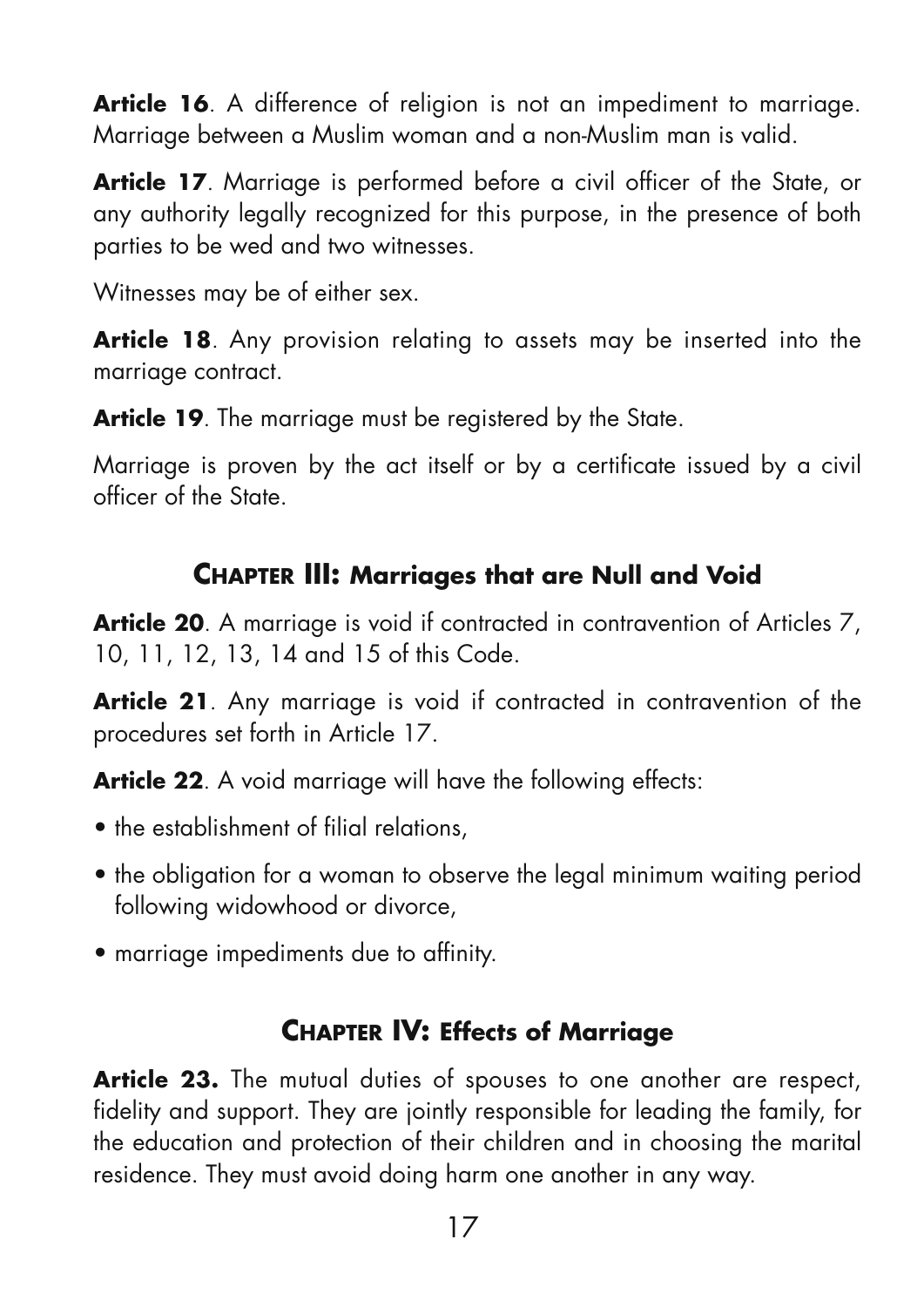**Article 16**. A difference of religion is not an impediment to marriage. Marriage between a Muslim woman and a non-Muslim man is valid.

**Article 17**. Marriage is performed before a civil officer of the State, or any authority legally recognized for this purpose, in the presence of both parties to be wed and two witnesses.

Witnesses may be of either sex.

**Article 18**. Any provision relating to assets may be inserted into the marriage contract.

**Article 19**. The marriage must be registered by the State.

Marriage is proven by the act itself or by a certificate issued by a civil officer of the State.

## CHAPTER III: Marriages that are Null and Void

**Article 20**. A marriage is void if contracted in contravention of Articles 7, 10, 11, 12, 13, 14 and 15 of this Code.

**Article 21**. Any marriage is void if contracted in contravention of the procedures set forth in Article 17.

**Article 22**. A void marriage will have the following effects:

- the establishment of filial relations,
- the obligation for a woman to observe the legal minimum waiting period following widowhood or divorce,
- marriage impediments due to affinity.

## CHAPTER IV: Effects of Marriage

**Article 23.** The mutual duties of spouses to one another are respect, fidelity and support. They are jointly responsible for leading the family, for the education and protection of their children and in choosing the marital residence. They must avoid doing harm one another in any way.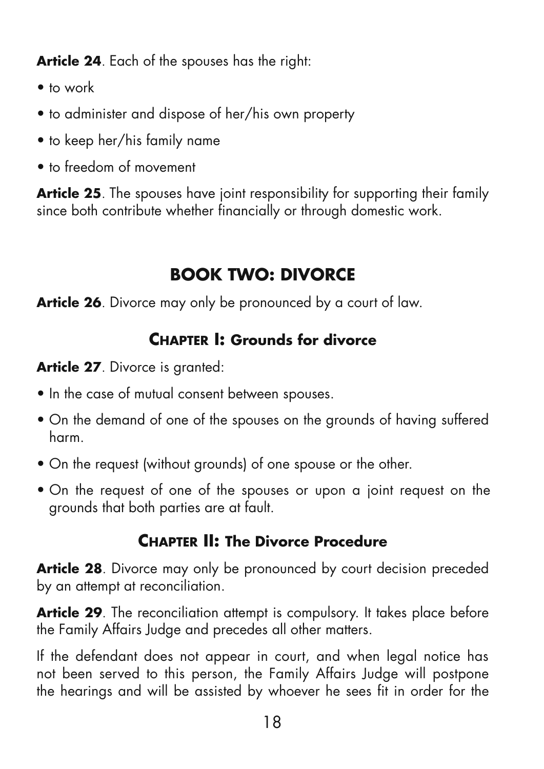**Article 24**. Each of the spouses has the right:

- to work
- to administer and dispose of her/his own property
- to keep her/his family name
- to freedom of movement

**Article 25**. The spouses have joint responsibility for supporting their family since both contribute whether financially or through domestic work.

## BOOK TWO: DIVORCE

**Article 26**. Divorce may only be pronounced by a court of law.

### CHAPTER I: Grounds for divorce

**Article 27**. Divorce is granted:

- In the case of mutual consent between spouses.
- On the demand of one of the spouses on the grounds of having suffered harm.
- On the request (without grounds) of one spouse or the other.
- On the request of one of the spouses or upon a joint request on the grounds that both parties are at fault.

### CHAPTER II: The Divorce Procedure

**Article 28**. Divorce may only be pronounced by court decision preceded by an attempt at reconciliation.

**Article 29**. The reconciliation attempt is compulsory. It takes place before the Family Affairs Judge and precedes all other matters.

If the defendant does not appear in court, and when legal notice has not been served to this person, the Family Affairs Judge will postpone the hearings and will be assisted by whoever he sees fit in order for the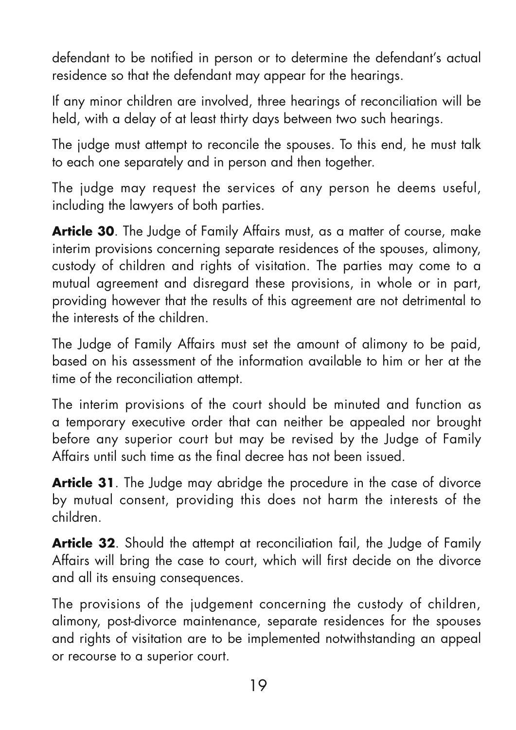defendant to be notified in person or to determine the defendant's actual residence so that the defendant may appear for the hearings.

If any minor children are involved, three hearings of reconciliation will be held, with a delay of at least thirty days between two such hearings.

The judge must attempt to reconcile the spouses. To this end, he must talk to each one separately and in person and then together.

The judge may request the services of any person he deems useful, including the lawyers of both parties.

**Article 30**. The Judge of Family Affairs must, as a matter of course, make interim provisions concerning separate residences of the spouses, alimony, custody of children and rights of visitation. The parties may come to a mutual agreement and disregard these provisions, in whole or in part, providing however that the results of this agreement are not detrimental to the interests of the children.

The Judge of Family Affairs must set the amount of alimony to be paid, based on his assessment of the information available to him or her at the time of the reconciliation attempt.

The interim provisions of the court should be minuted and function as a temporary executive order that can neither be appealed nor brought before any superior court but may be revised by the Judge of Family Affairs until such time as the final decree has not been issued.

**Article 31**. The Judge may abridge the procedure in the case of divorce by mutual consent, providing this does not harm the interests of the children.

**Article 32**. Should the attempt at reconciliation fail, the Judge of Family Affairs will bring the case to court, which will first decide on the divorce and all its ensuing consequences.

The provisions of the judgement concerning the custody of children, alimony, post-divorce maintenance, separate residences for the spouses and rights of visitation are to be implemented notwithstanding an appeal or recourse to a superior court.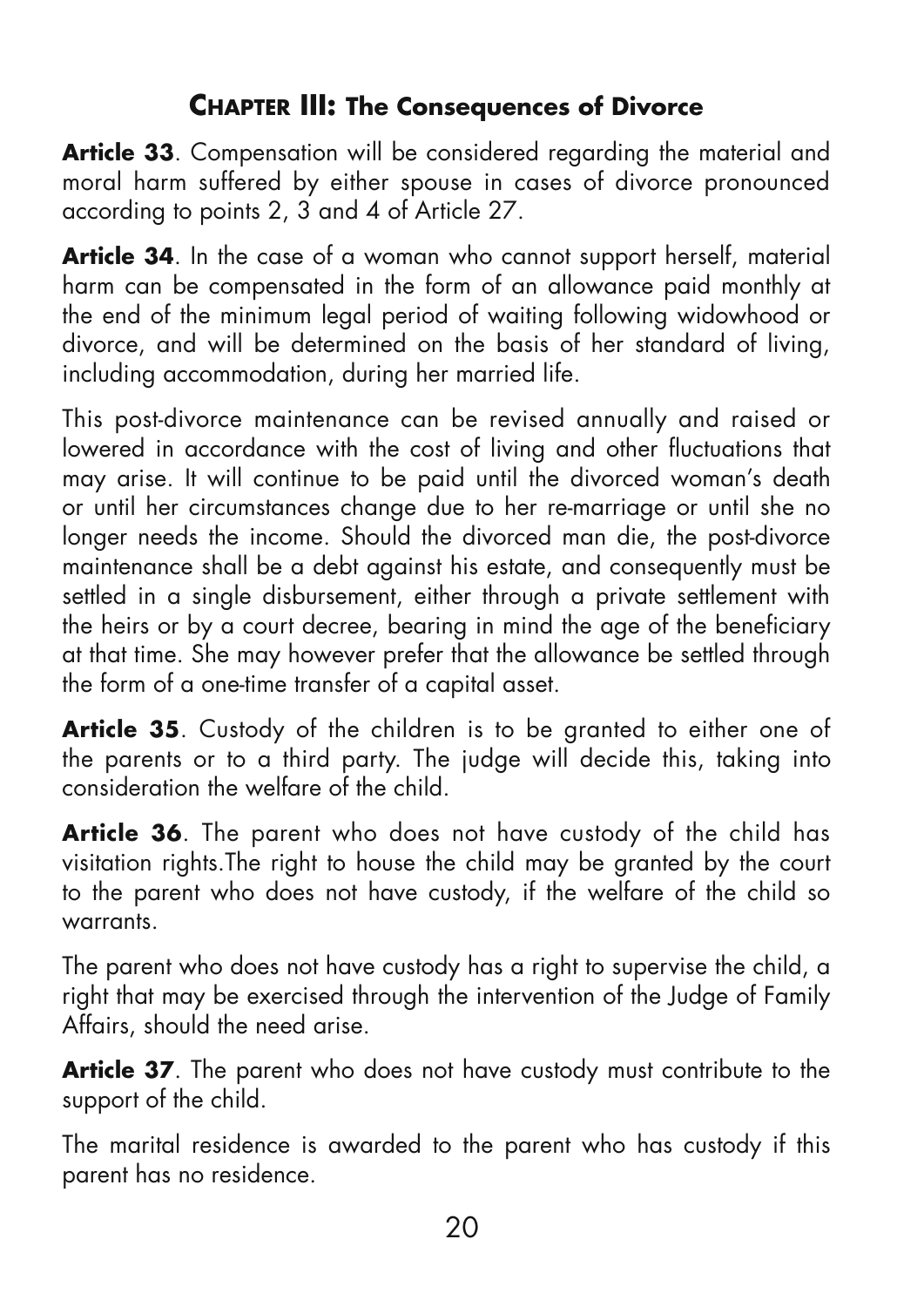## Chapter III: The Consequences of Divorce

**Article 33**. Compensation will be considered regarding the material and moral harm suffered by either spouse in cases of divorce pronounced according to points 2, 3 and 4 of Article 27.

**Article 34**. In the case of a woman who cannot support herself, material harm can be compensated in the form of an allowance paid monthly at the end of the minimum legal period of waiting following widowhood or divorce, and will be determined on the basis of her standard of living, including accommodation, during her married life.

This post-divorce maintenance can be revised annually and raised or lowered in accordance with the cost of living and other fluctuations that may arise. It will continue to be paid until the divorced woman's death or until her circumstances change due to her re-marriage or until she no longer needs the income. Should the divorced man die, the post-divorce maintenance shall be a debt against his estate, and consequently must be settled in a single disbursement, either through a private settlement with the heirs or by a court decree, bearing in mind the age of the beneficiary at that time. She may however prefer that the allowance be settled through the form of a one-time transfer of a capital asset.

**Article 35**. Custody of the children is to be granted to either one of the parents or to a third party. The judge will decide this, taking into consideration the welfare of the child.

**Article 36**. The parent who does not have custody of the child has visitation rights.The right to house the child may be granted by the court to the parent who does not have custody, if the welfare of the child so warrants.

The parent who does not have custody has a right to supervise the child, a right that may be exercised through the intervention of the Judge of Family Affairs, should the need arise.

**Article 37**. The parent who does not have custody must contribute to the support of the child.

The marital residence is awarded to the parent who has custody if this parent has no residence.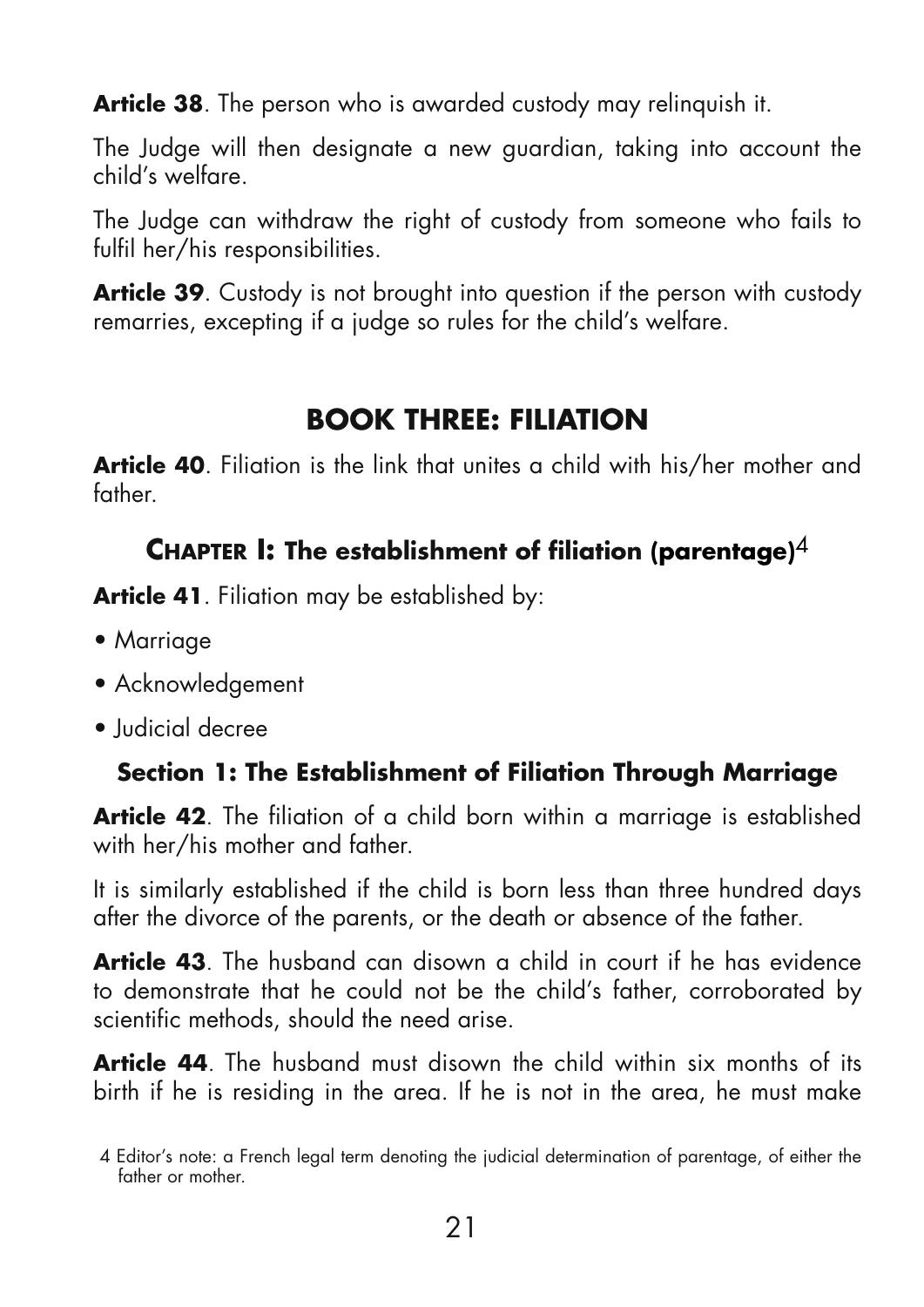**Article 38**. The person who is awarded custody may relinquish it.

The Judge will then designate a new guardian, taking into account the child's welfare.

The Judge can withdraw the right of custody from someone who fails to fulfil her/his responsibilities.

**Article 39**. Custody is not brought into question if the person with custody remarries, excepting if a judge so rules for the child's welfare.

# BOOK THREE: FILIATION

**Article 40**. Filiation is the link that unites a child with his/her mother and father.

## CHAPTER I: The establishment of filiation (parentage)[4]

**Article 41**. Filiation may be established by:

- Marriage
- Acknowledgement
- Judicial decree

### Section 1: The Establishment of Filiation Through Marriage

**Article 42**. The filiation of a child born within a marriage is established with her/his mother and father.

It is similarly established if the child is born less than three hundred days after the divorce of the parents, or the death or absence of the father.

**Article 43**. The husband can disown a child in court if he has evidence to demonstrate that he could not be the child's father, corroborated by scientific methods, should the need arise.

**Article 44**. The husband must disown the child within six months of its birth if he is residing in the area. If he is not in the area, he must make

4 Editor's note: a French legal term denoting the judicial determination of parentage, of either the father or mother.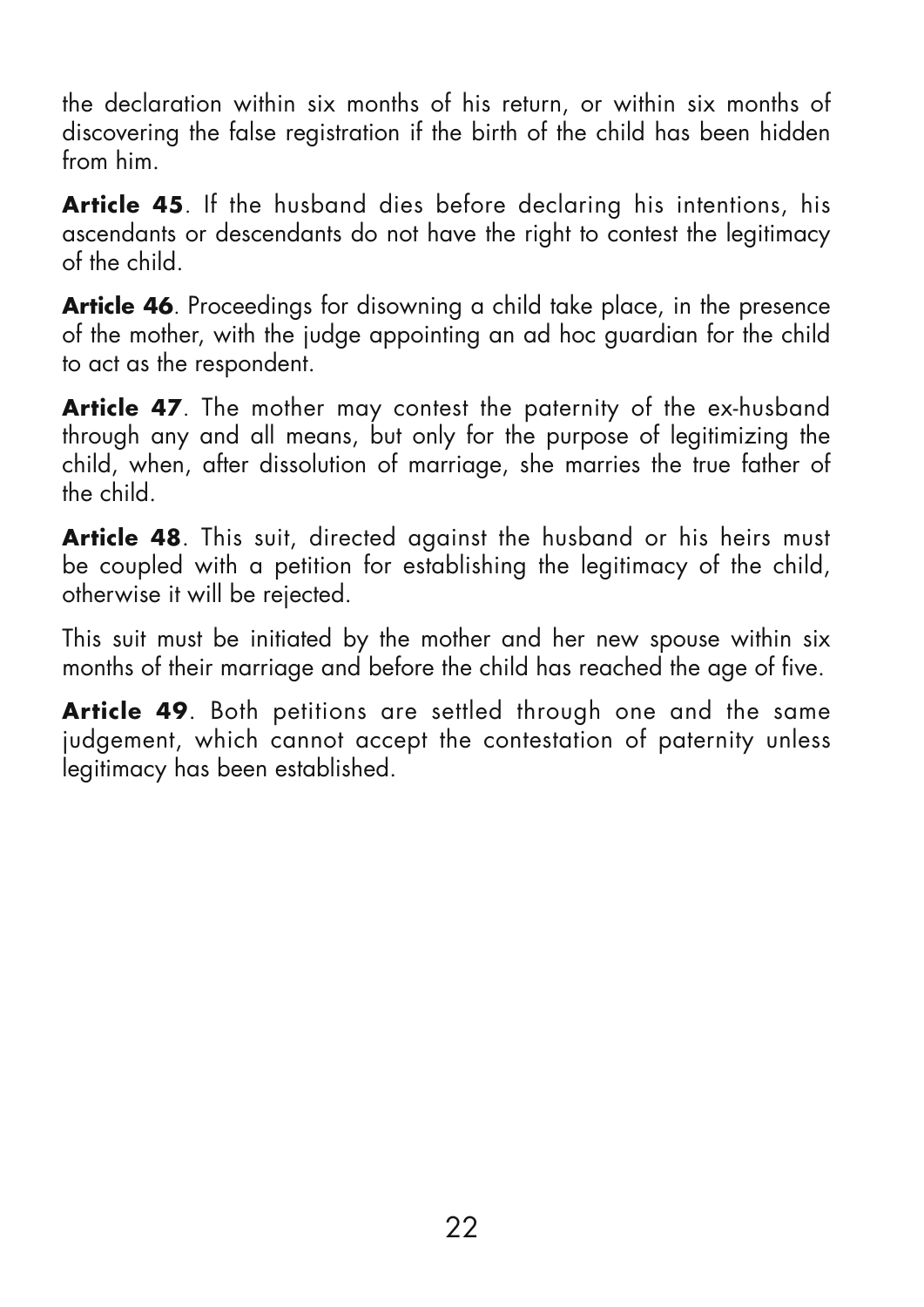the declaration within six months of his return, or within six months of discovering the false registration if the birth of the child has been hidden from him.

**Article 45**. If the husband dies before declaring his intentions, his ascendants or descendants do not have the right to contest the legitimacy of the child.

**Article 46**. Proceedings for disowning a child take place, in the presence of the mother, with the judge appointing an ad hoc guardian for the child to act as the respondent.

**Article 47**. The mother may contest the paternity of the ex-husband through any and all means, but only for the purpose of legitimizing the child, when, after dissolution of marriage, she marries the true father of the child.

**Article 48**. This suit, directed against the husband or his heirs must be coupled with a petition for establishing the legitimacy of the child, otherwise it will be rejected.

This suit must be initiated by the mother and her new spouse within six months of their marriage and before the child has reached the age of five.

**Article 49**. Both petitions are settled through one and the same judgement, which cannot accept the contestation of paternity unless legitimacy has been established.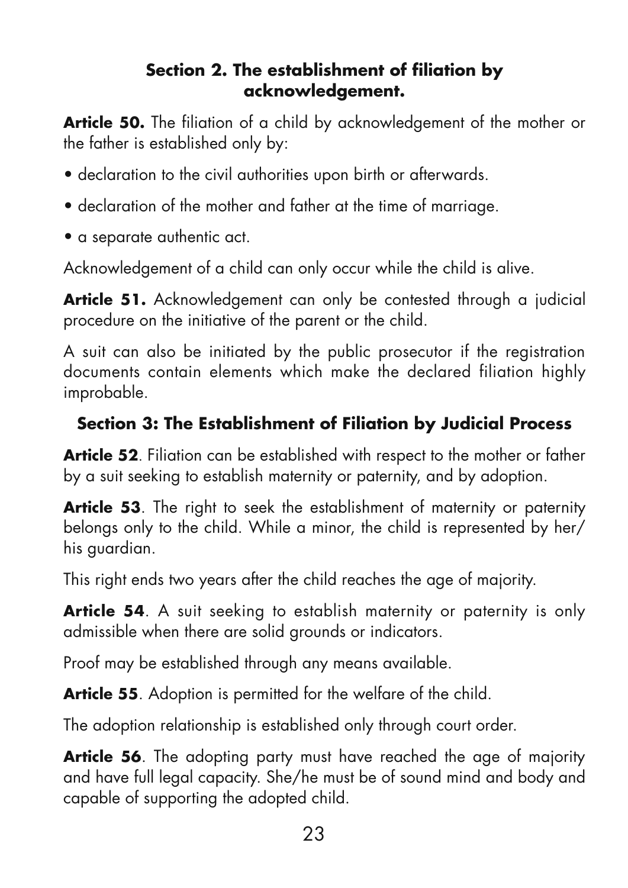### Section 2. The establishment of filiation by acknowledgement.

**Article 50.** The filiation of a child by acknowledgement of the mother or the father is established only by:

- declaration to the civil authorities upon birth or afterwards.
- declaration of the mother and father at the time of marriage.
- a separate authentic act.

Acknowledgement of a child can only occur while the child is alive.

**Article 51.** Acknowledgement can only be contested through a judicial procedure on the initiative of the parent or the child.

A suit can also be initiated by the public prosecutor if the registration documents contain elements which make the declared filiation highly improbable.

### Section 3: The Establishment of Filiation by Judicial Process

**Article 52**. Filiation can be established with respect to the mother or father by a suit seeking to establish maternity or paternity, and by adoption.

**Article 53**. The right to seek the establishment of maternity or paternity belongs only to the child. While a minor, the child is represented by her/his guardian.

This right ends two years after the child reaches the age of majority.

**Article 54**. A suit seeking to establish maternity or paternity is only admissible when there are solid grounds or indicators.

Proof may be established through any means available.

**Article 55**. Adoption is permitted for the welfare of the child.

The adoption relationship is established only through court order.

**Article 56**. The adopting party must have reached the age of majority and have full legal capacity. She/he must be of sound mind and body and capable of supporting the adopted child.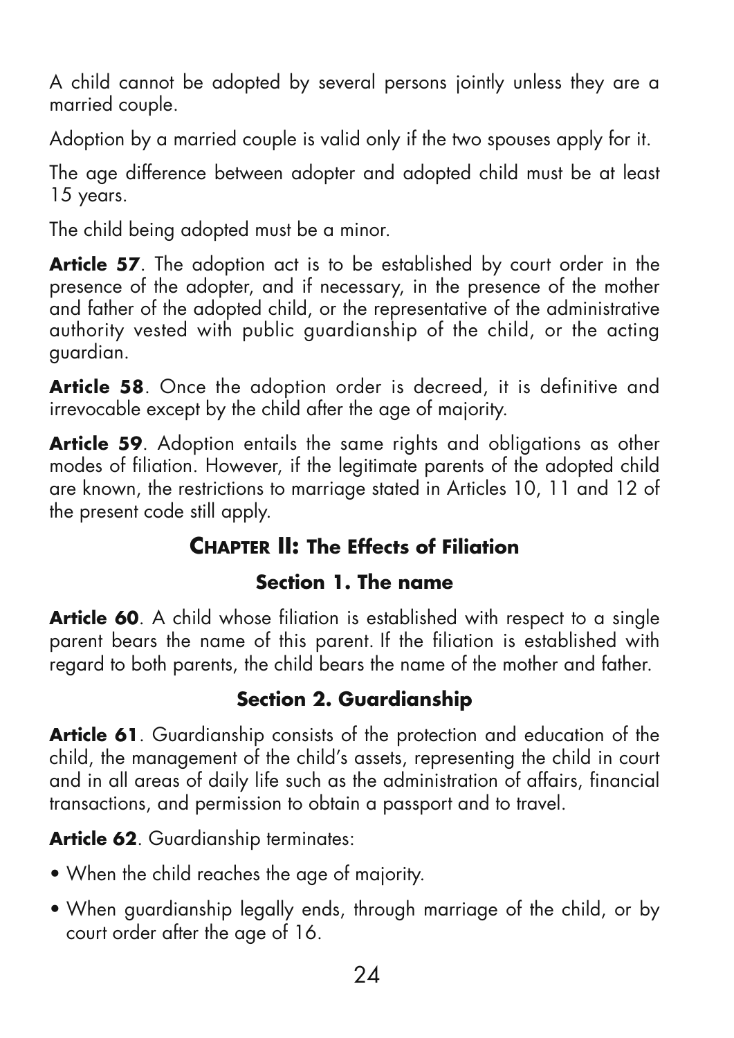A child cannot be adopted by several persons jointly unless they are a married couple.

Adoption by a married couple is valid only if the two spouses apply for it.

The age difference between adopter and adopted child must be at least 15 years.

The child being adopted must be a minor.

**Article 57**. The adoption act is to be established by court order in the presence of the adopter, and if necessary, in the presence of the mother and father of the adopted child, or the representative of the administrative authority vested with public guardianship of the child, or the acting guardian.

**Article 58**. Once the adoption order is decreed, it is definitive and irrevocable except by the child after the age of majority.

**Article 59**. Adoption entails the same rights and obligations as other modes of filiation. However, if the legitimate parents of the adopted child are known, the restrictions to marriage stated in Articles 10, 11 and 12 of the present code still apply.

## CHAPTER II: The Effects of Filiation

### Section 1. The name

**Article 60**. A child whose filiation is established with respect to a single parent bears the name of this parent. If the filiation is established with regard to both parents, the child bears the name of the mother and father.

### Section 2. Guardianship

**Article 61**. Guardianship consists of the protection and education of the child, the management of the child's assets, representing the child in court and in all areas of daily life such as the administration of affairs, financial transactions, and permission to obtain a passport and to travel.

**Article 62**. Guardianship terminates:

- When the child reaches the age of majority.
- When guardianship legally ends, through marriage of the child, or by court order after the age of 16.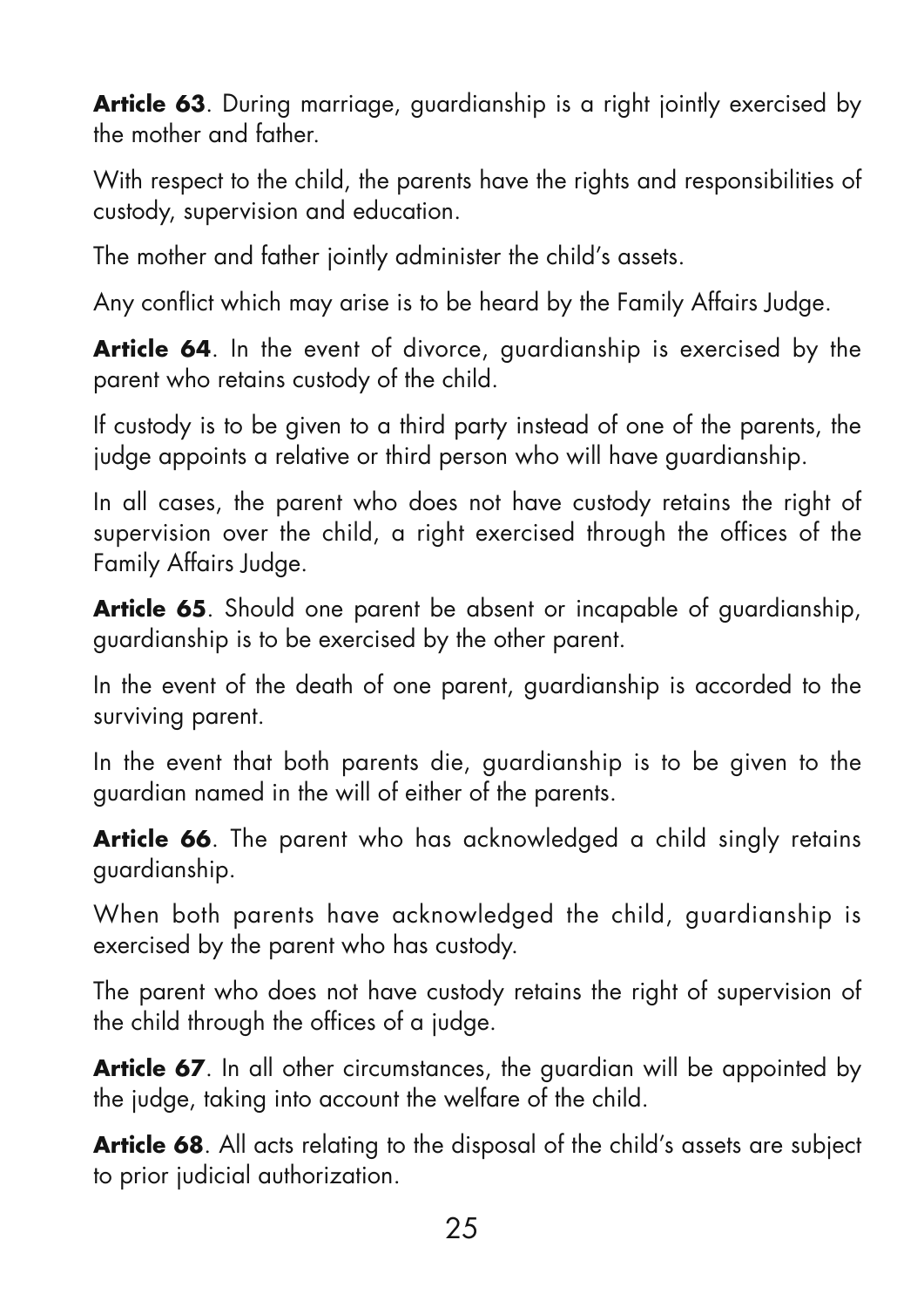**Article 63**. During marriage, guardianship is a right jointly exercised by the mother and father.

With respect to the child, the parents have the rights and responsibilities of custody, supervision and education.

The mother and father jointly administer the child's assets.

Any conflict which may arise is to be heard by the Family Affairs Judge.

**Article 64**. In the event of divorce, guardianship is exercised by the parent who retains custody of the child.

If custody is to be given to a third party instead of one of the parents, the judge appoints a relative or third person who will have guardianship.

In all cases, the parent who does not have custody retains the right of supervision over the child, a right exercised through the offices of the Family Affairs Judge.

**Article 65**. Should one parent be absent or incapable of guardianship, guardianship is to be exercised by the other parent.

In the event of the death of one parent, guardianship is accorded to the surviving parent.

In the event that both parents die, guardianship is to be given to the guardian named in the will of either of the parents.

**Article 66**. The parent who has acknowledged a child singly retains guardianship.

When both parents have acknowledged the child, guardianship is exercised by the parent who has custody.

The parent who does not have custody retains the right of supervision of the child through the offices of a judge.

**Article 67**. In all other circumstances, the guardian will be appointed by the judge, taking into account the welfare of the child.

**Article 68**. All acts relating to the disposal of the child's assets are subject to prior judicial authorization.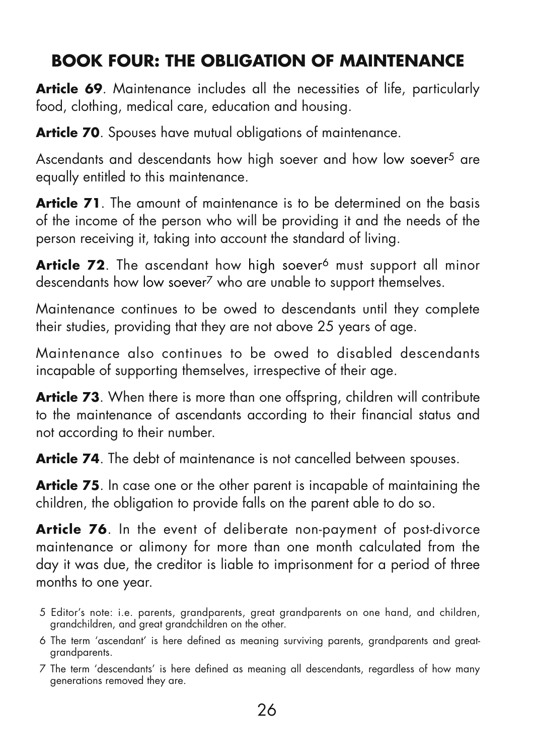## BOOK FOUR: THE OBLIGATION OF MAINTENANCE

**Article 69**. Maintenance includes all the necessities of life, particularly food, clothing, medical care, education and housing.

**Article 70**. Spouses have mutual obligations of maintenance.

Ascendants and descendants how high soever and how low soever[5] are equally entitled to this maintenance.

**Article 71**. The amount of maintenance is to be determined on the basis of the income of the person who will be providing it and the needs of the person receiving it, taking into account the standard of living.

**Article 72**. The ascendant how high soever[6] must support all minor descendants how low soever[7] who are unable to support themselves.

Maintenance continues to be owed to descendants until they complete their studies, providing that they are not above 25 years of age.

Maintenance also continues to be owed to disabled descendants incapable of supporting themselves, irrespective of their age.

**Article 73**. When there is more than one offspring, children will contribute to the maintenance of ascendants according to their financial status and not according to their number.

**Article 74**. The debt of maintenance is not cancelled between spouses.

**Article 75**. In case one or the other parent is incapable of maintaining the children, the obligation to provide falls on the parent able to do so.

**Article 76**. In the event of deliberate non-payment of post-divorce maintenance or alimony for more than one month calculated from the day it was due, the creditor is liable to imprisonment for a period of three months to one year.

5 Editor's note: i.e. parents, grandparents, great grandparents on one hand, and children, grandchildren, and great grandchildren on the other.

6 The term 'ascendant' is here defined as meaning surviving parents, grandparents and great-grandparents.

7 The term 'descendants' is here defined as meaning all descendants, regardless of how many generations removed they are.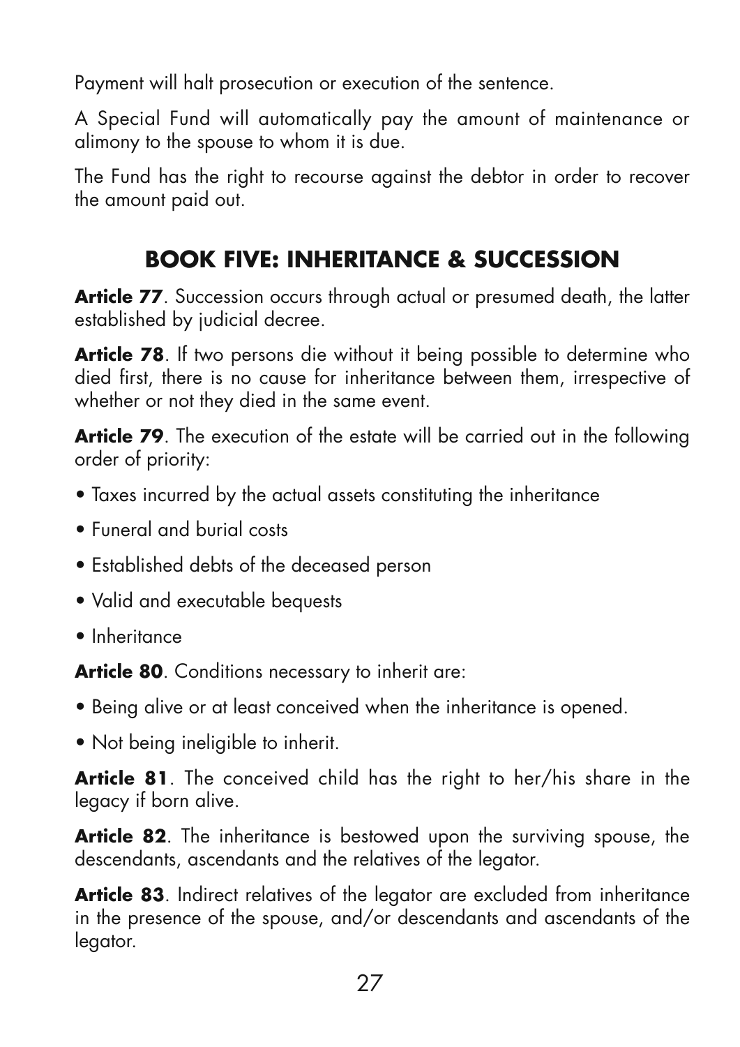Payment will halt prosecution or execution of the sentence.

A Special Fund will automatically pay the amount of maintenance or alimony to the spouse to whom it is due.

The Fund has the right to recourse against the debtor in order to recover the amount paid out.

## BOOK FIVE: INHERITANCE & SUCCESSION

**Article 77**. Succession occurs through actual or presumed death, the latter established by judicial decree.

**Article 78**. If two persons die without it being possible to determine who died first, there is no cause for inheritance between them, irrespective of whether or not they died in the same event.

**Article 79**. The execution of the estate will be carried out in the following order of priority:

- Taxes incurred by the actual assets constituting the inheritance
- Funeral and burial costs
- Established debts of the deceased person
- Valid and executable bequests
- Inheritance

**Article 80**. Conditions necessary to inherit are:

- Being alive or at least conceived when the inheritance is opened.
- Not being ineligible to inherit.

**Article 81**. The conceived child has the right to her/his share in the legacy if born alive.

**Article 82**. The inheritance is bestowed upon the surviving spouse, the descendants, ascendants and the relatives of the legator.

**Article 83**. Indirect relatives of the legator are excluded from inheritance in the presence of the spouse, and/or descendants and ascendants of the legator.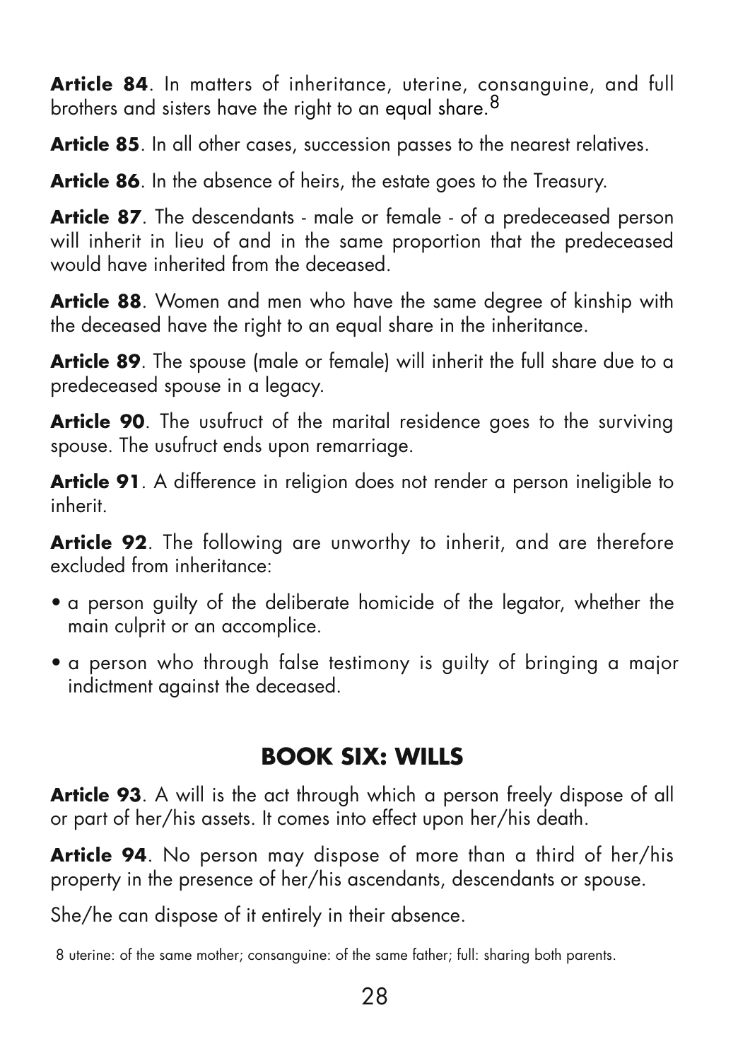**Article 84**. In matters of inheritance, uterine, consanguine, and full brothers and sisters have the right to an equal share.[8]

**Article 85**. In all other cases, succession passes to the nearest relatives.

**Article 86**. In the absence of heirs, the estate goes to the Treasury.

**Article 87**. The descendants - male or female - of a predeceased person will inherit in lieu of and in the same proportion that the predeceased would have inherited from the deceased.

**Article 88**. Women and men who have the same degree of kinship with the deceased have the right to an equal share in the inheritance.

**Article 89**. The spouse (male or female) will inherit the full share due to a predeceased spouse in a legacy.

**Article 90**. The usufruct of the marital residence goes to the surviving spouse. The usufruct ends upon remarriage.

**Article 91**. A difference in religion does not render a person ineligible to inherit.

**Article 92**. The following are unworthy to inherit, and are therefore excluded from inheritance:

- a person guilty of the deliberate homicide of the legator, whether the main culprit or an accomplice.
- a person who through false testimony is guilty of bringing a major indictment against the deceased.

## BOOK SIX: WILLS

**Article 93**. A will is the act through which a person freely dispose of all or part of her/his assets. It comes into effect upon her/his death.

**Article 94**. No person may dispose of more than a third of her/his property in the presence of her/his ascendants, descendants or spouse.

She/he can dispose of it entirely in their absence.

8 uterine: of the same mother; consanguine: of the same father; full: sharing both parents.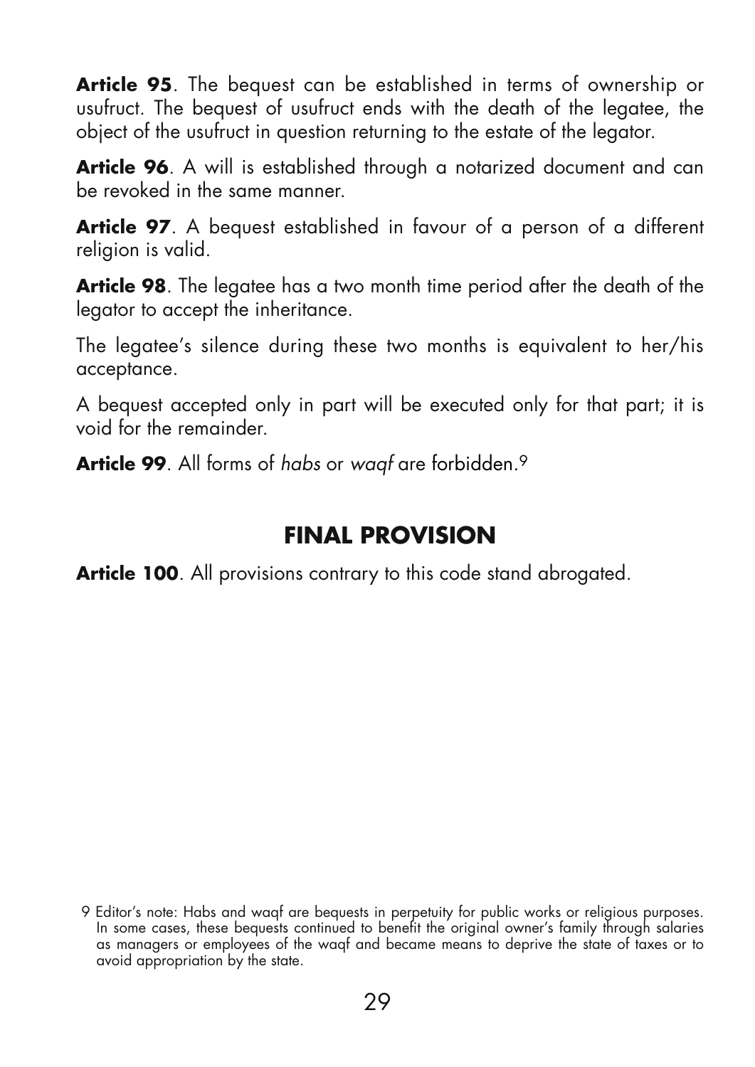**Article 95**. The bequest can be established in terms of ownership or usufruct. The bequest of usufruct ends with the death of the legatee, the object of the usufruct in question returning to the estate of the legator.

**Article 96**. A will is established through a notarized document and can be revoked in the same manner.

**Article 97**. A bequest established in favour of a person of a different religion is valid.

**Article 98**. The legatee has a two month time period after the death of the legator to accept the inheritance.

The legatee's silence during these two months is equivalent to her/his acceptance.

A bequest accepted only in part will be executed only for that part; it is void for the remainder.

**Article 99**. All forms of *habs* or *waqf* are forbidden.[9]

## FINAL PROVISION

**Article 100**. All provisions contrary to this code stand abrogated.

[9] Editor's note: Habs and waqf are bequests in perpetuity for public works or religious purposes. In some cases, these bequests continued to benefit the original owner's family through salaries as managers or employees of the waqf and became means to deprive the state of taxes or to avoid appropriation by the state.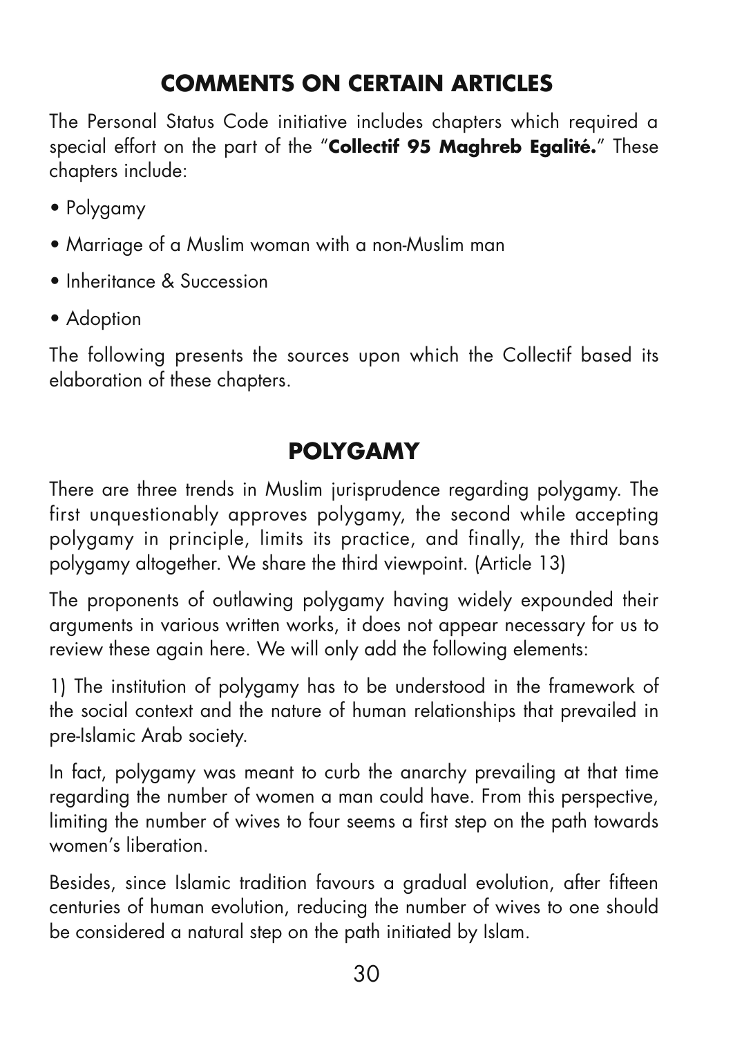## COMMENTS ON CERTAIN ARTICLES

The Personal Status Code initiative includes chapters which required a special effort on the part of the "**Collectif 95 Maghreb Egalité.**" These chapters include:

- Polygamy
- Marriage of a Muslim woman with a non-Muslim man
- Inheritance & Succession
- Adoption

The following presents the sources upon which the Collectif based its elaboration of these chapters.

## POLYGAMY

There are three trends in Muslim jurisprudence regarding polygamy. The first unquestionably approves polygamy, the second while accepting polygamy in principle, limits its practice, and finally, the third bans polygamy altogether. We share the third viewpoint. (Article 13)

The proponents of outlawing polygamy having widely expounded their arguments in various written works, it does not appear necessary for us to review these again here. We will only add the following elements:

1) The institution of polygamy has to be understood in the framework of the social context and the nature of human relationships that prevailed in pre-Islamic Arab society.

In fact, polygamy was meant to curb the anarchy prevailing at that time regarding the number of women a man could have. From this perspective, limiting the number of wives to four seems a first step on the path towards women's liberation.

Besides, since Islamic tradition favours a gradual evolution, after fifteen centuries of human evolution, reducing the number of wives to one should be considered a natural step on the path initiated by Islam.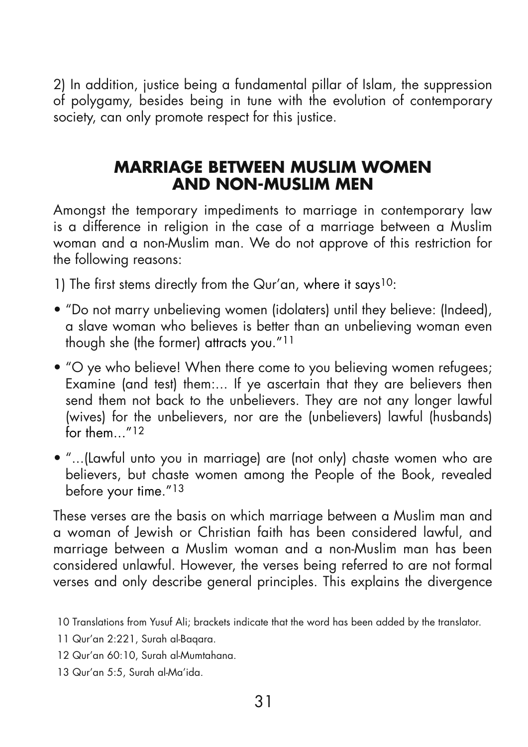2) In addition, justice being a fundamental pillar of Islam, the suppression of polygamy, besides being in tune with the evolution of contemporary society, can only promote respect for this justice.

## MARRIAGE BETWEEN MUSLIM WOMEN AND NON-MUSLIM MEN

Amongst the temporary impediments to marriage in contemporary law is a difference in religion in the case of a marriage between a Muslim woman and a non-Muslim man. We do not approve of this restriction for the following reasons:

1) The first stems directly from the Qur'an, where it says[10]:

- "Do not marry unbelieving women (idolaters) until they believe: (Indeed), a slave woman who believes is better than an unbelieving woman even though she (the former) attracts you."[11]
- "O ye who believe! When there come to you believing women refugees; Examine (and test) them:... If ye ascertain that they are believers then send them not back to the unbelievers. They are not any longer lawful (wives) for the unbelievers, nor are the (unbelievers) lawful (husbands) for them..."[12]
- "...(Lawful unto you in marriage) are (not only) chaste women who are believers, but chaste women among the People of the Book, revealed before your time."[13]

These verses are the basis on which marriage between a Muslim man and a woman of Jewish or Christian faith has been considered lawful, and marriage between a Muslim woman and a non-Muslim man has been considered unlawful. However, the verses being referred to are not formal verses and only describe general principles. This explains the divergence

10 Translations from Yusuf Ali; brackets indicate that the word has been added by the translator.

11 Qur'an 2:221, Surah al-Baqara.

12 Qur'an 60:10, Surah al-Mumtahana.

13 Qur'an 5:5, Surah al-Ma'ida.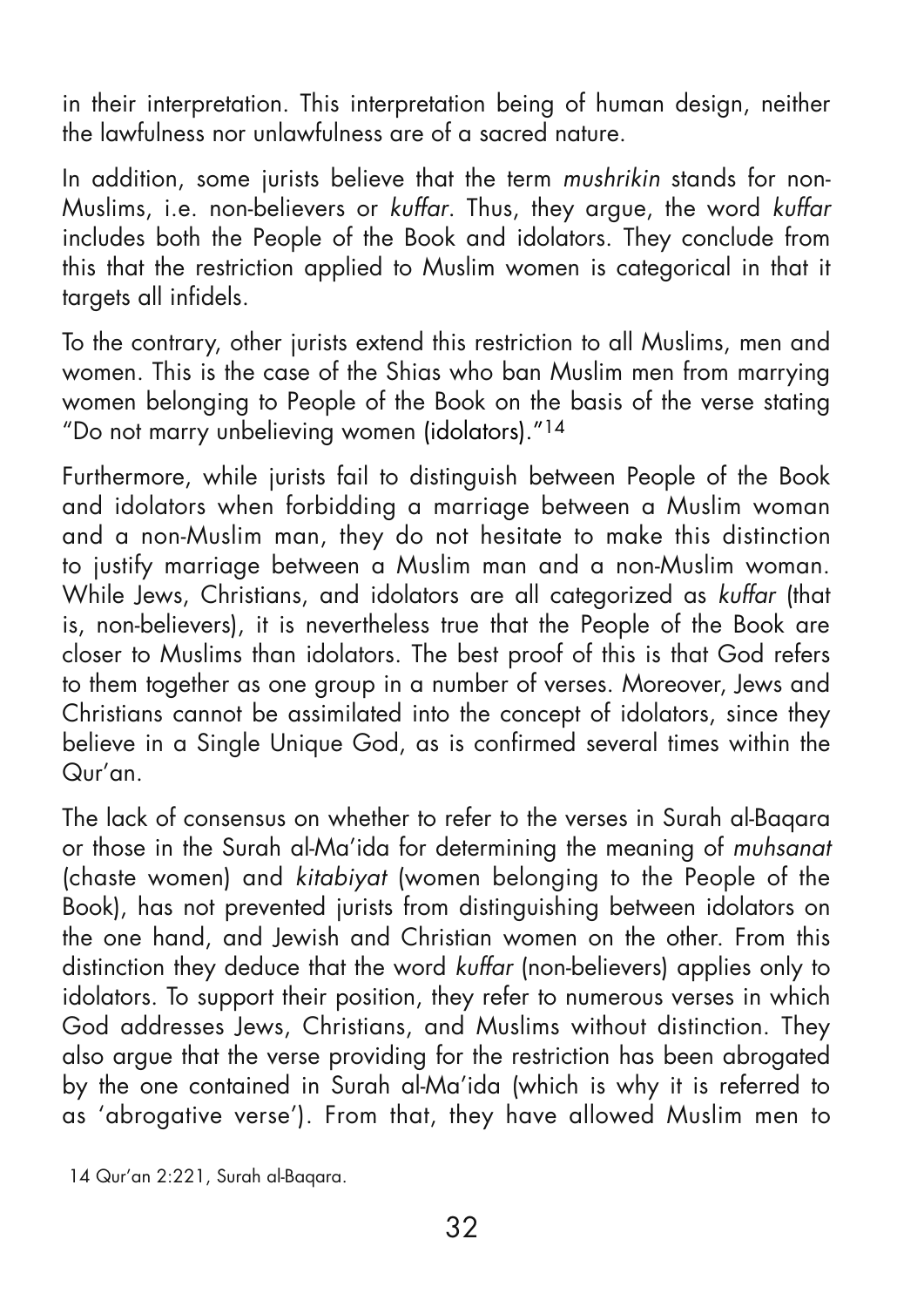in their interpretation. This interpretation being of human design, neither the lawfulness nor unlawfulness are of a sacred nature.

In addition, some jurists believe that the term *mushrikin* stands for non-Muslims, i.e. non-believers or *kuffar*. Thus, they argue, the word *kuffar* includes both the People of the Book and idolators. They conclude from this that the restriction applied to Muslim women is categorical in that it targets all infidels.

To the contrary, other jurists extend this restriction to all Muslims, men and women. This is the case of the Shias who ban Muslim men from marrying women belonging to People of the Book on the basis of the verse stating "Do not marry unbelieving women (idolators)."[14]

Furthermore, while jurists fail to distinguish between People of the Book and idolators when forbidding a marriage between a Muslim woman and a non-Muslim man, they do not hesitate to make this distinction to justify marriage between a Muslim man and a non-Muslim woman. While Jews, Christians, and idolators are all categorized as *kuffar* (that is, non-believers), it is nevertheless true that the People of the Book are closer to Muslims than idolators. The best proof of this is that God refers to them together as one group in a number of verses. Moreover, Jews and Christians cannot be assimilated into the concept of idolators, since they believe in a Single Unique God, as is confirmed several times within the Qur'an.

The lack of consensus on whether to refer to the verses in Surah al-Baqara or those in the Surah al-Ma'ida for determining the meaning of *muhsanat* (chaste women) and *kitabiyat* (women belonging to the People of the Book), has not prevented jurists from distinguishing between idolators on the one hand, and Jewish and Christian women on the other. From this distinction they deduce that the word *kuffar* (non-believers) applies only to idolators. To support their position, they refer to numerous verses in which God addresses Jews, Christians, and Muslims without distinction. They also argue that the verse providing for the restriction has been abrogated by the one contained in Surah al-Ma'ida (which is why it is referred to as 'abrogative verse'). From that, they have allowed Muslim men to

14 Qur'an 2:221, Surah al-Baqara.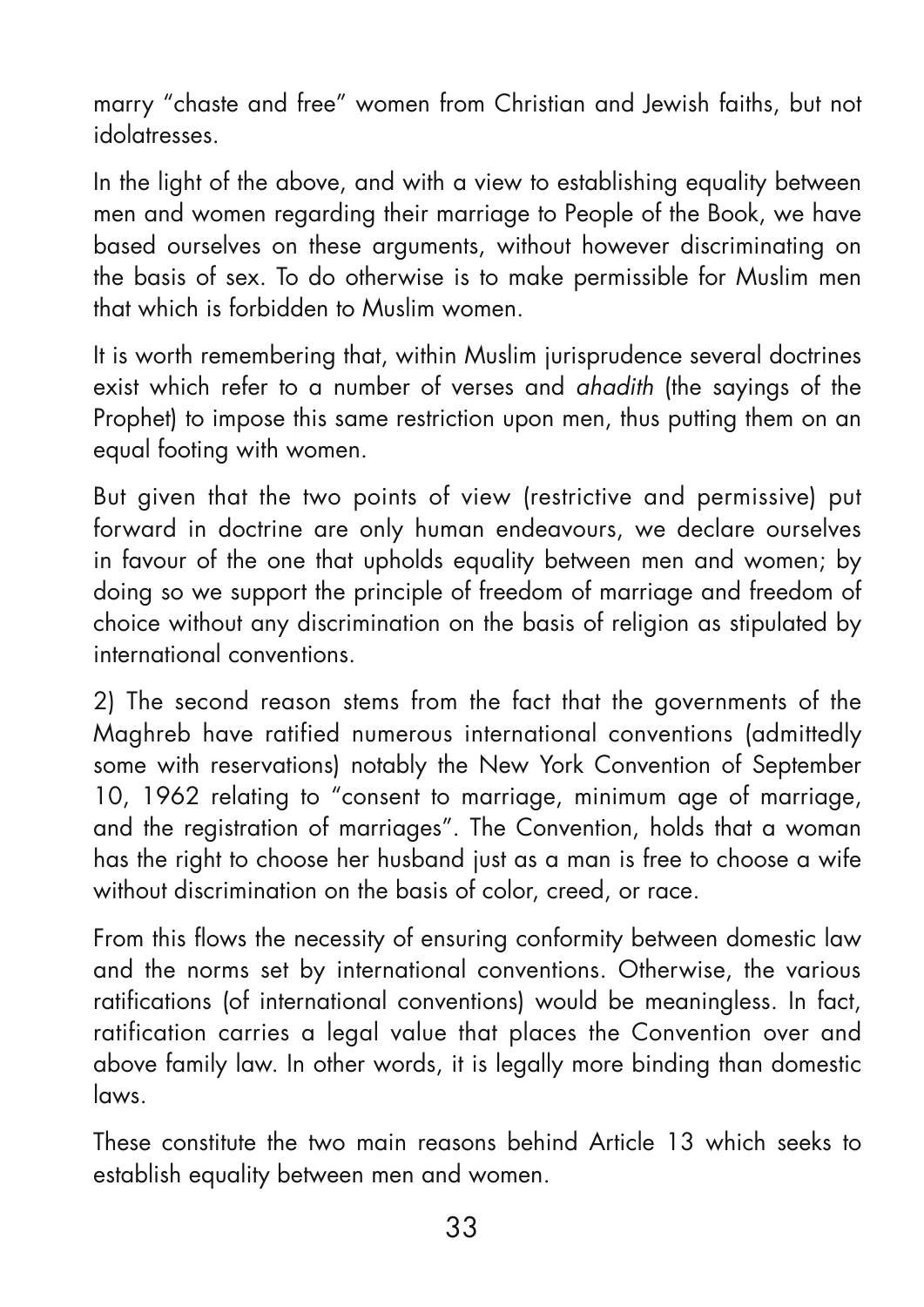marry "chaste and free" women from Christian and Jewish faiths, but not idolatresses.

In the light of the above, and with a view to establishing equality between men and women regarding their marriage to People of the Book, we have based ourselves on these arguments, without however discriminating on the basis of sex. To do otherwise is to make permissible for Muslim men that which is forbidden to Muslim women.

It is worth remembering that, within Muslim jurisprudence several doctrines exist which refer to a number of verses and *ahadith* (the sayings of the Prophet) to impose this same restriction upon men, thus putting them on an equal footing with women.

But given that the two points of view (restrictive and permissive) put forward in doctrine are only human endeavours, we declare ourselves in favour of the one that upholds equality between men and women; by doing so we support the principle of freedom of marriage and freedom of choice without any discrimination on the basis of religion as stipulated by international conventions.

2) The second reason stems from the fact that the governments of the Maghreb have ratified numerous international conventions (admittedly some with reservations) notably the New York Convention of September 10, 1962 relating to "consent to marriage, minimum age of marriage, and the registration of marriages". The Convention, holds that a woman has the right to choose her husband just as a man is free to choose a wife without discrimination on the basis of color, creed, or race.

From this flows the necessity of ensuring conformity between domestic law and the norms set by international conventions. Otherwise, the various ratifications (of international conventions) would be meaningless. In fact, ratification carries a legal value that places the Convention over and above family law. In other words, it is legally more binding than domestic laws.

These constitute the two main reasons behind Article 13 which seeks to establish equality between men and women.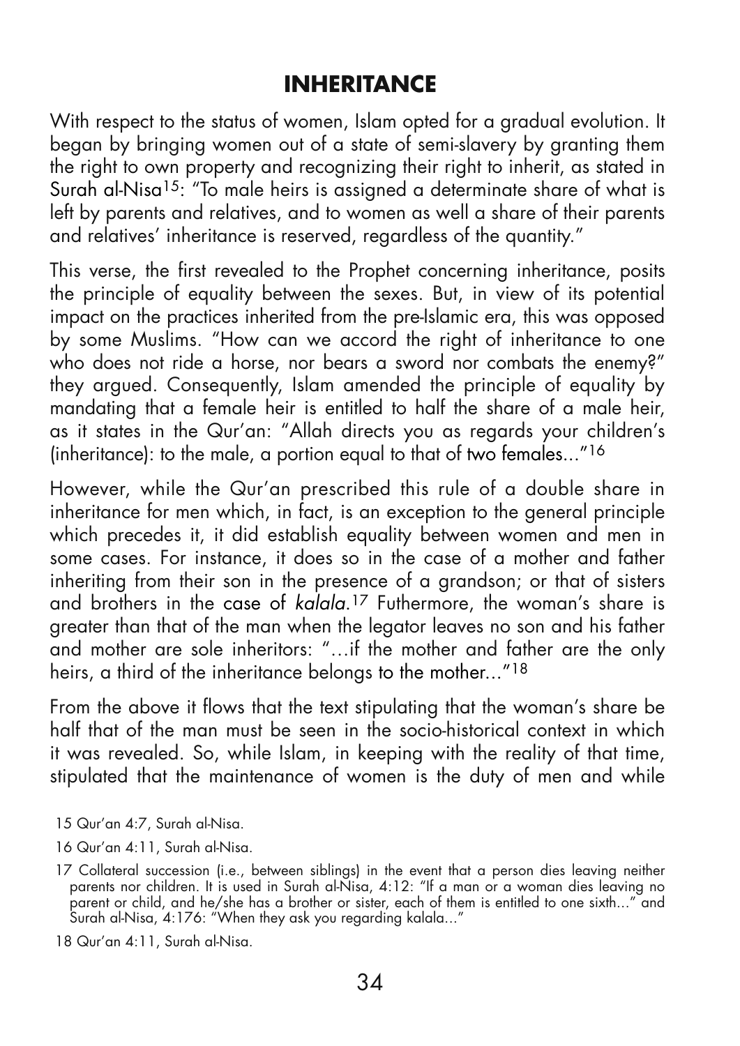## INHERITANCE

With respect to the status of women, Islam opted for a gradual evolution. It began by bringing women out of a state of semi-slavery by granting them the right to own property and recognizing their right to inherit, as stated in Surah al-Nisa[15]: "To male heirs is assigned a determinate share of what is left by parents and relatives, and to women as well a share of their parents and relatives' inheritance is reserved, regardless of the quantity."

This verse, the first revealed to the Prophet concerning inheritance, posits the principle of equality between the sexes. But, in view of its potential impact on the practices inherited from the pre-Islamic era, this was opposed by some Muslims. "How can we accord the right of inheritance to one who does not ride a horse, nor bears a sword nor combats the enemy?" they argued. Consequently, Islam amended the principle of equality by mandating that a female heir is entitled to half the share of a male heir, as it states in the Qur'an: "Allah directs you as regards your children's (inheritance): to the male, a portion equal to that of two females..."[16]

However, while the Qur'an prescribed this rule of a double share in inheritance for men which, in fact, is an exception to the general principle which precedes it, it did establish equality between women and men in some cases. For instance, it does so in the case of a mother and father inheriting from their son in the presence of a grandson; or that of sisters and brothers in the case of *kalala*.[17] Futhermore, the woman's share is greater than that of the man when the legator leaves no son and his father and mother are sole inheritors: "…if the mother and father are the only heirs, a third of the inheritance belongs to the mother..."[18]

From the above it flows that the text stipulating that the woman's share be half that of the man must be seen in the socio-historical context in which it was revealed. So, while Islam, in keeping with the reality of that time, stipulated that the maintenance of women is the duty of men and while

15 Qur'an 4:7, Surah al-Nisa.

16 Qur'an 4:11, Surah al-Nisa.

17 Collateral succession (i.e., between siblings) in the event that a person dies leaving neither parents nor children. It is used in Surah al-Nisa, 4:12: "If a man or a woman dies leaving no parent or child, and he/she has a brother or sister, each of them is entitled to one sixth…" and Surah al-Nisa, 4:176: "When they ask you regarding kalala…"

18 Qur'an 4:11, Surah al-Nisa.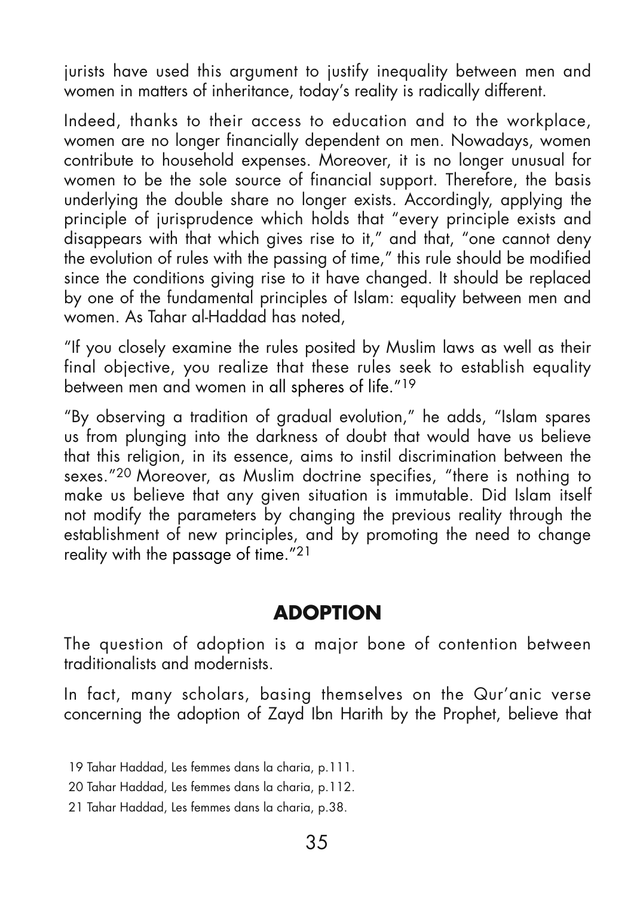jurists have used this argument to justify inequality between men and women in matters of inheritance, today's reality is radically different.

Indeed, thanks to their access to education and to the workplace, women are no longer financially dependent on men. Nowadays, women contribute to household expenses. Moreover, it is no longer unusual for women to be the sole source of financial support. Therefore, the basis underlying the double share no longer exists. Accordingly, applying the principle of jurisprudence which holds that "every principle exists and disappears with that which gives rise to it," and that, "one cannot deny the evolution of rules with the passing of time," this rule should be modified since the conditions giving rise to it have changed. It should be replaced by one of the fundamental principles of Islam: equality between men and women. As Tahar al-Haddad has noted,

"If you closely examine the rules posited by Muslim laws as well as their final objective, you realize that these rules seek to establish equality between men and women in all spheres of life."[19]

"By observing a tradition of gradual evolution," he adds, "Islam spares us from plunging into the darkness of doubt that would have us believe that this religion, in its essence, aims to instil discrimination between the sexes."[20] Moreover, as Muslim doctrine specifies, "there is nothing to make us believe that any given situation is immutable. Did Islam itself not modify the parameters by changing the previous reality through the establishment of new principles, and by promoting the need to change reality with the passage of time."[21]

## ADOPTION

The question of adoption is a major bone of contention between traditionalists and modernists.

In fact, many scholars, basing themselves on the Qur'anic verse concerning the adoption of Zayd Ibn Harith by the Prophet, believe that

19 Tahar Haddad, Les femmes dans la charia, p.111.

20 Tahar Haddad, Les femmes dans la charia, p.112.

21 Tahar Haddad, Les femmes dans la charia, p.38.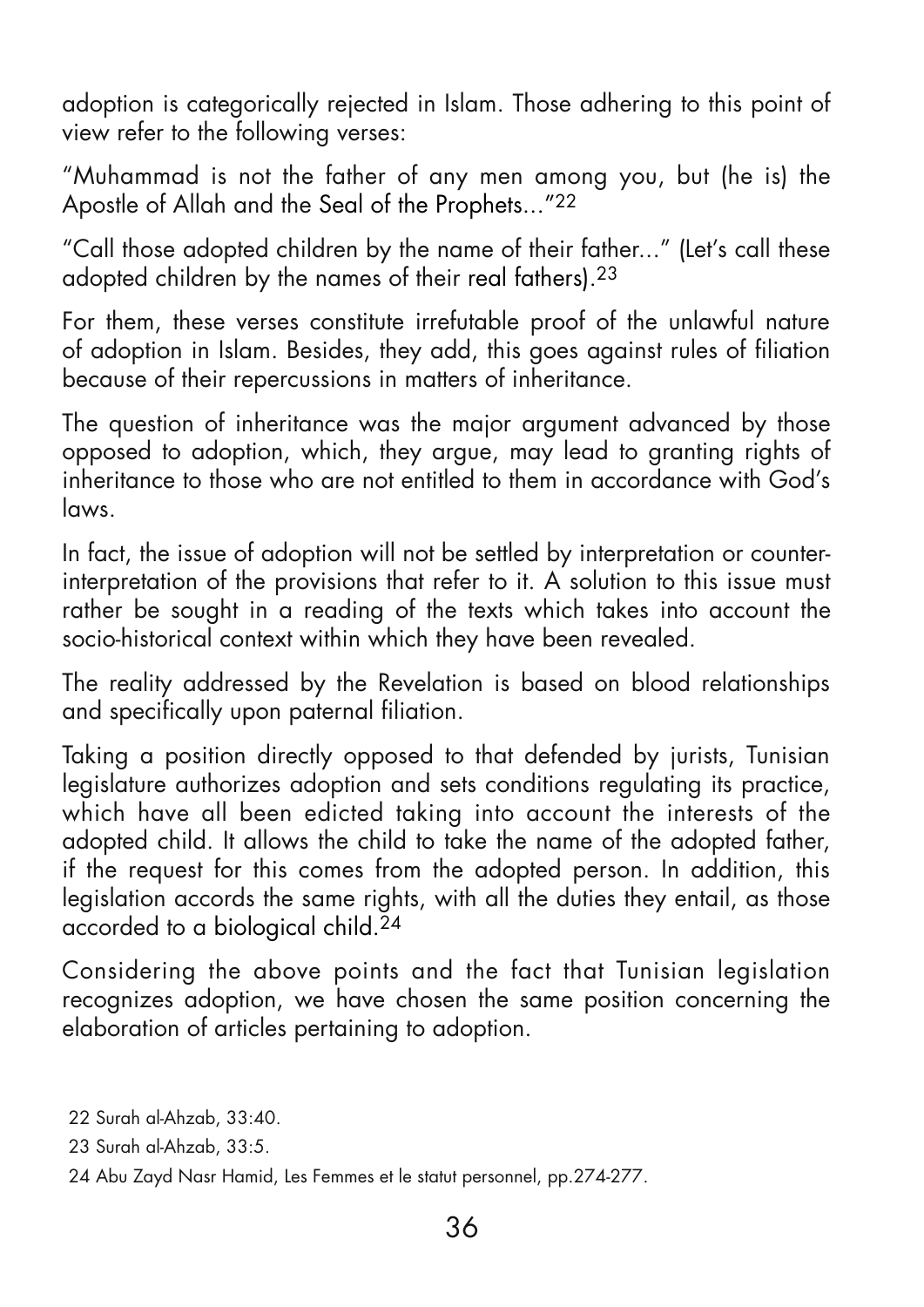adoption is categorically rejected in Islam. Those adhering to this point of view refer to the following verses:

"Muhammad is not the father of any men among you, but (he is) the Apostle of Allah and the Seal of the Prophets..."[22]

"Call those adopted children by the name of their father..." (Let's call these adopted children by the names of their real fathers).[23]

For them, these verses constitute irrefutable proof of the unlawful nature of adoption in Islam. Besides, they add, this goes against rules of filiation because of their repercussions in matters of inheritance.

The question of inheritance was the major argument advanced by those opposed to adoption, which, they argue, may lead to granting rights of inheritance to those who are not entitled to them in accordance with God's laws.

In fact, the issue of adoption will not be settled by interpretation or counter-interpretation of the provisions that refer to it. A solution to this issue must rather be sought in a reading of the texts which takes into account the socio-historical context within which they have been revealed.

The reality addressed by the Revelation is based on blood relationships and specifically upon paternal filiation.

Taking a position directly opposed to that defended by jurists, Tunisian legislature authorizes adoption and sets conditions regulating its practice, which have all been edicted taking into account the interests of the adopted child. It allows the child to take the name of the adopted father, if the request for this comes from the adopted person. In addition, this legislation accords the same rights, with all the duties they entail, as those accorded to a biological child.[24]

Considering the above points and the fact that Tunisian legislation recognizes adoption, we have chosen the same position concerning the elaboration of articles pertaining to adoption.

22 Surah al-Ahzab, 33:40.

23 Surah al-Ahzab, 33:5.

24 Abu Zayd Nasr Hamid, Les Femmes et le statut personnel, pp.274-277.